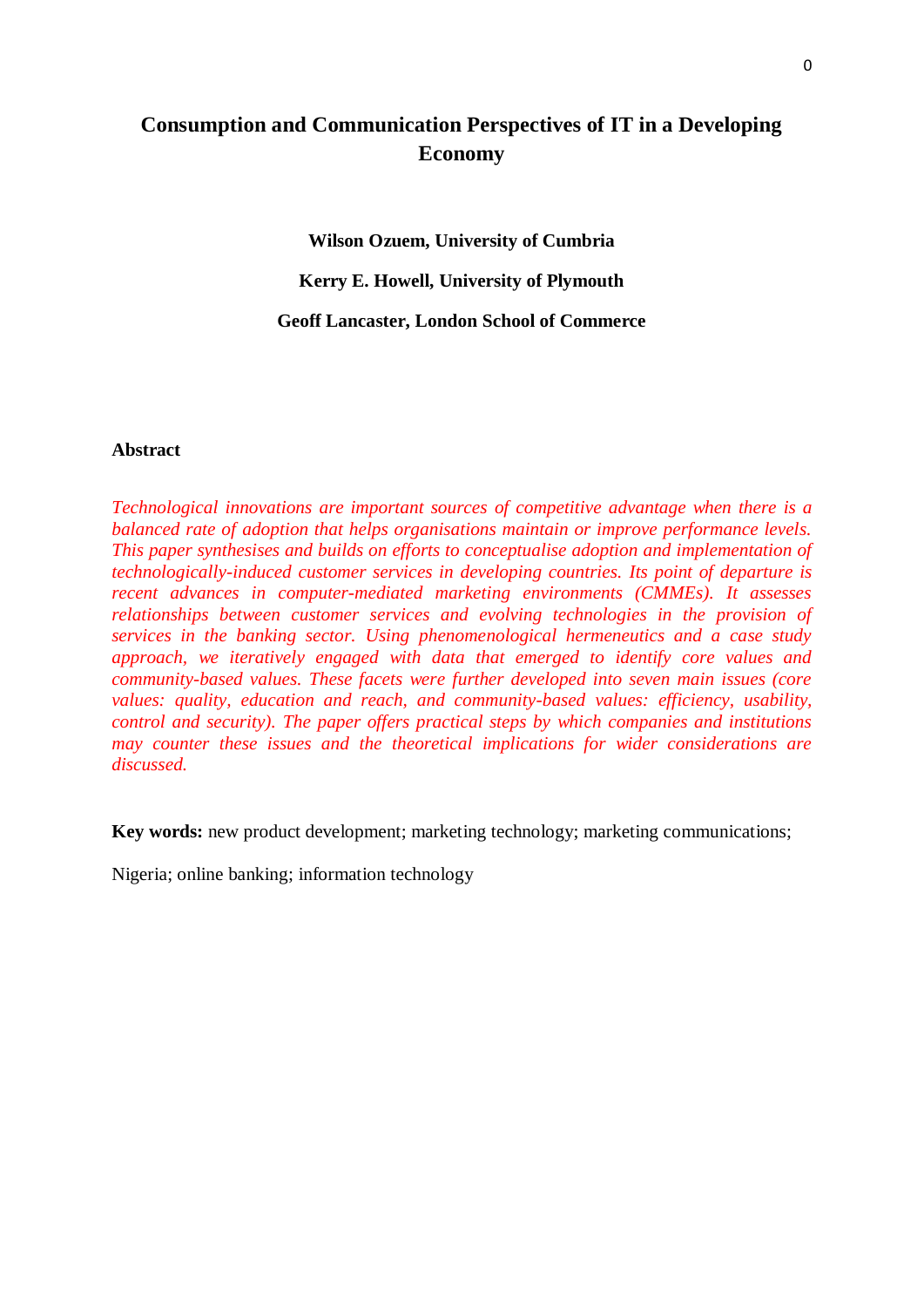# Consumption and Communication Perspectives of IT in a Developing Economy

**Wilson Ozuem, University of Cumbria**

**Kerry E. Howell, University of Plymouth**

**Geoff Lancaster, London School of Commerce**

## Abstract

*Technological innovations are important sources of competitive advantage when there is a balanced rate of adoption that helps organisations maintain or improve performance levels. This paper synthesises and builds on efforts to conceptualise adoption and implementation of technologically-induced customer services in developing countries. Its point of departure is recent advances in computer-mediated marketing environments (CMMEs). It assesses relationships between customer services and evolving technologies in the provision of services in the banking sector. Using phenomenological hermeneutics and a case study approach, we iteratively engaged with data that emerged to identify core values and community-based values. These facets were further developed into seven main issues (core values: quality, education and reach, and community-based values: efficiency, usability, control and security). The paper offers practical steps by which companies and institutions may counter these issues and the theoretical implications for wider considerations are discussed.*

**Key words:** new product development; marketing technology; marketing communications; Nigeria; online banking; information technology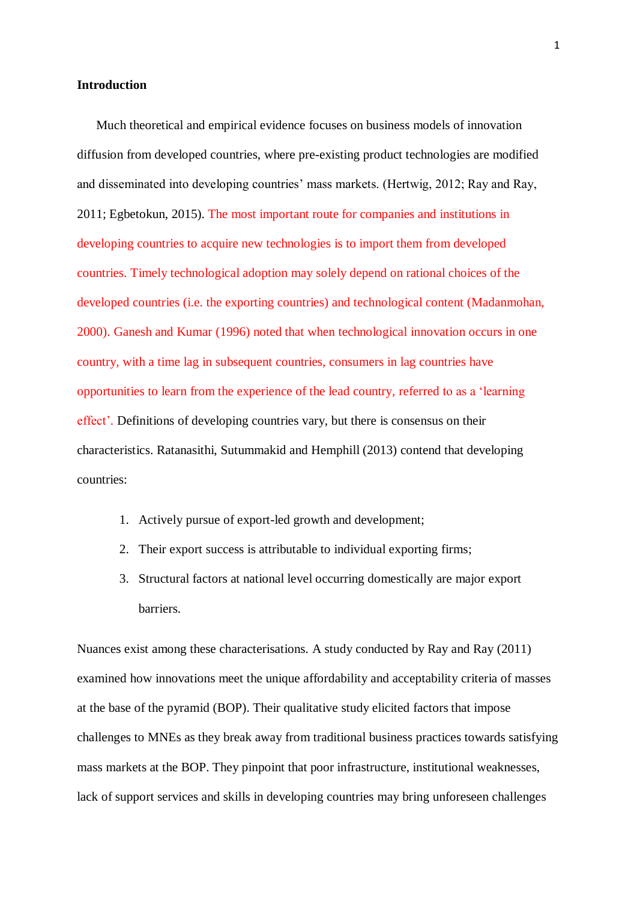**Introduction**

Much theoretical and empirical evidence focuses on business models of innovation diffusion from developed countries, where pre-existing product technologies are modified and disseminated into developing countries' mass markets. (Hertwig, 2012; Ray and Ray, 2011; Egbetokun, 2015). The most important route for companies and institutions in developing countries to acquire new technologies is to import them from developed countries. Timely technological adoption may solely depend on rational choices of the developed countries (i.e. the exporting countries) and technological content (Madanmohan, 2000). Ganesh and Kumar (1996) noted that when technological innovation occurs in one country, with a time lag in subsequent countries, consumers in lag countries have opportunities to learn from the experience of the lead country, referred to as a 'learning effect'. Definitions of developing countries vary, but there is consensus on their characteristics. Ratanasithi, Sutummakid and Hemphill (2013) contend that developing countries:

1. Actively pursue of export-led growth and development;
2. Their export success is attributable to individual exporting firms;
3. Structural factors at national level occurring domestically are major export barriers.

Nuances exist among these characterisations. A study conducted by Ray and Ray (2011) examined how innovations meet the unique affordability and acceptability criteria of masses at the base of the pyramid (BOP). Their qualitative study elicited factors that impose challenges to MNEs as they break away from traditional business practices towards satisfying mass markets at the BOP. They pinpoint that poor infrastructure, institutional weaknesses, lack of support services and skills in developing countries may bring unforeseen challenges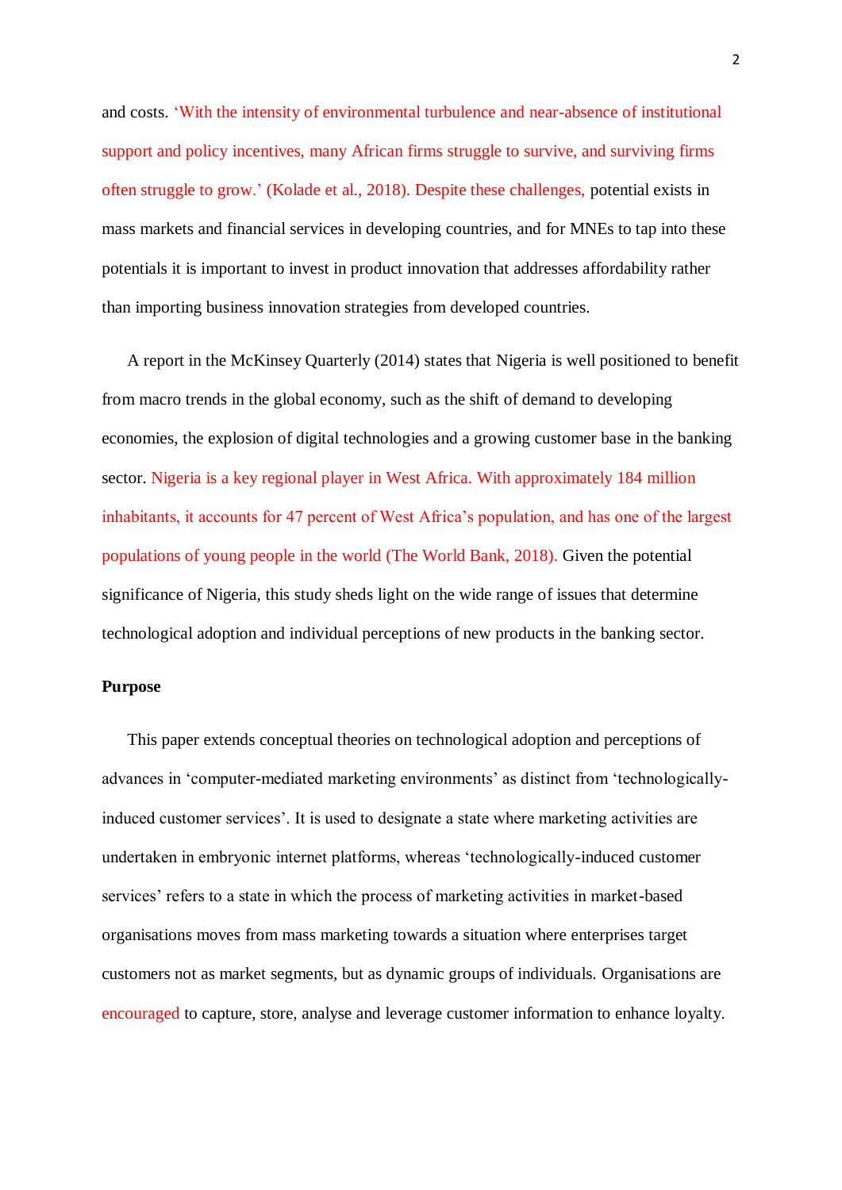and costs. ‘With the intensity of environmental turbulence and near-absence of institutional support and policy incentives, many African firms struggle to survive, and surviving firms often struggle to grow.’ (Kolade et al., 2018). Despite these challenges, potential exists in mass markets and financial services in developing countries, and for MNEs to tap into these potentials it is important to invest in product innovation that addresses affordability rather than importing business innovation strategies from developed countries.

A report in the McKinsey Quarterly (2014) states that Nigeria is well positioned to benefit from macro trends in the global economy, such as the shift of demand to developing economies, the explosion of digital technologies and a growing customer base in the banking sector. Nigeria is a key regional player in West Africa. With approximately 184 million inhabitants, it accounts for 47 percent of West Africa’s population, and has one of the largest populations of young people in the world (The World Bank, 2018). Given the potential significance of Nigeria, this study sheds light on the wide range of issues that determine technological adoption and individual perceptions of new products in the banking sector.

**Purpose**

This paper extends conceptual theories on technological adoption and perceptions of advances in ‘computer-mediated marketing environments’ as distinct from ‘technologically-induced customer services’. It is used to designate a state where marketing activities are undertaken in embryonic internet platforms, whereas ‘technologically-induced customer services’ refers to a state in which the process of marketing activities in market-based organisations moves from mass marketing towards a situation where enterprises target customers not as market segments, but as dynamic groups of individuals. Organisations are encouraged to capture, store, analyse and leverage customer information to enhance loyalty.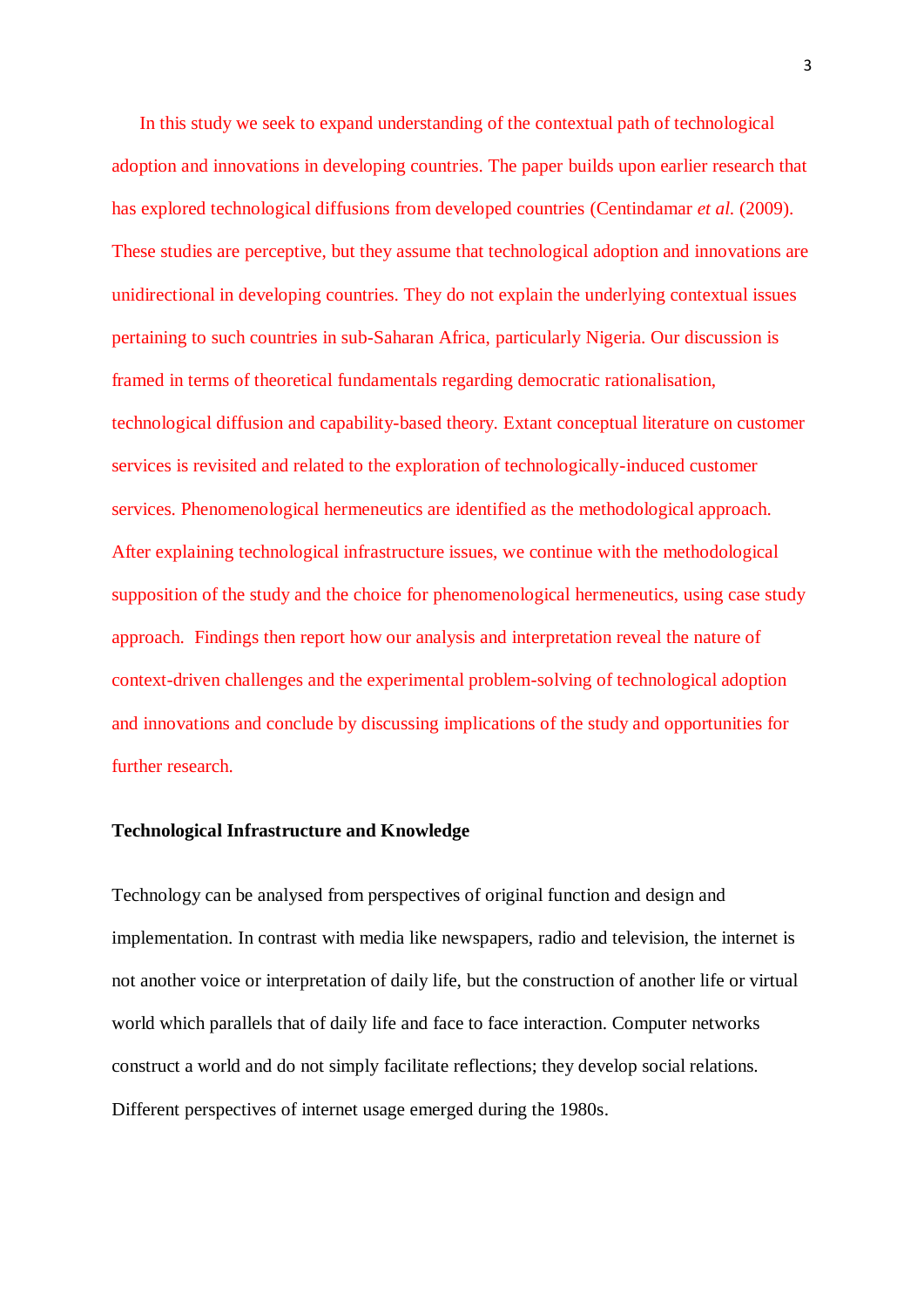In this study we seek to expand understanding of the contextual path of technological adoption and innovations in developing countries. The paper builds upon earlier research that has explored technological diffusions from developed countries (Centindamar *et al.* (2009). These studies are perceptive, but they assume that technological adoption and innovations are unidirectional in developing countries. They do not explain the underlying contextual issues pertaining to such countries in sub-Saharan Africa, particularly Nigeria. Our discussion is framed in terms of theoretical fundamentals regarding democratic rationalisation, technological diffusion and capability-based theory. Extant conceptual literature on customer services is revisited and related to the exploration of technologically-induced customer services. Phenomenological hermeneutics are identified as the methodological approach. After explaining technological infrastructure issues, we continue with the methodological supposition of the study and the choice for phenomenological hermeneutics, using case study approach. Findings then report how our analysis and interpretation reveal the nature of context-driven challenges and the experimental problem-solving of technological adoption and innovations and conclude by discussing implications of the study and opportunities for further research.

**Technological Infrastructure and Knowledge**

Technology can be analysed from perspectives of original function and design and implementation. In contrast with media like newspapers, radio and television, the internet is not another voice or interpretation of daily life, but the construction of another life or virtual world which parallels that of daily life and face to face interaction. Computer networks construct a world and do not simply facilitate reflections; they develop social relations. Different perspectives of internet usage emerged during the 1980s.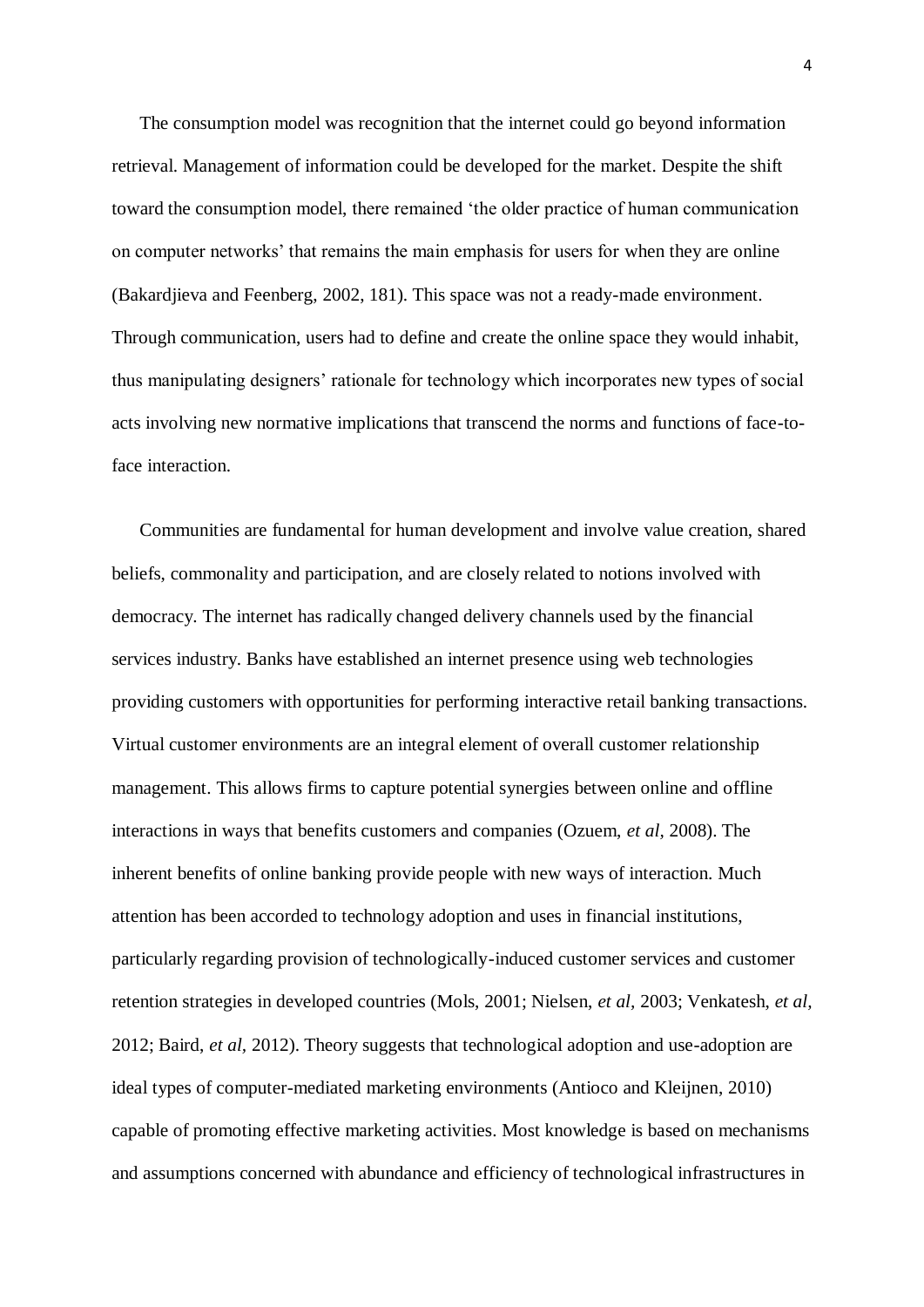The consumption model was recognition that the internet could go beyond information retrieval. Management of information could be developed for the market. Despite the shift toward the consumption model, there remained 'the older practice of human communication on computer networks' that remains the main emphasis for users for when they are online (Bakardjieva and Feenberg, 2002, 181). This space was not a ready-made environment. Through communication, users had to define and create the online space they would inhabit, thus manipulating designers' rationale for technology which incorporates new types of social acts involving new normative implications that transcend the norms and functions of face-to-face interaction.

Communities are fundamental for human development and involve value creation, shared beliefs, commonality and participation, and are closely related to notions involved with democracy. The internet has radically changed delivery channels used by the financial services industry. Banks have established an internet presence using web technologies providing customers with opportunities for performing interactive retail banking transactions. Virtual customer environments are an integral element of overall customer relationship management. This allows firms to capture potential synergies between online and offline interactions in ways that benefits customers and companies (Ozuem, *et al*, 2008). The inherent benefits of online banking provide people with new ways of interaction. Much attention has been accorded to technology adoption and uses in financial institutions, particularly regarding provision of technologically-induced customer services and customer retention strategies in developed countries (Mols, 2001; Nielsen, *et al*, 2003; Venkatesh, *et al*, 2012; Baird, *et al*, 2012). Theory suggests that technological adoption and use-adoption are ideal types of computer-mediated marketing environments (Antioco and Kleijnen, 2010) capable of promoting effective marketing activities. Most knowledge is based on mechanisms and assumptions concerned with abundance and efficiency of technological infrastructures in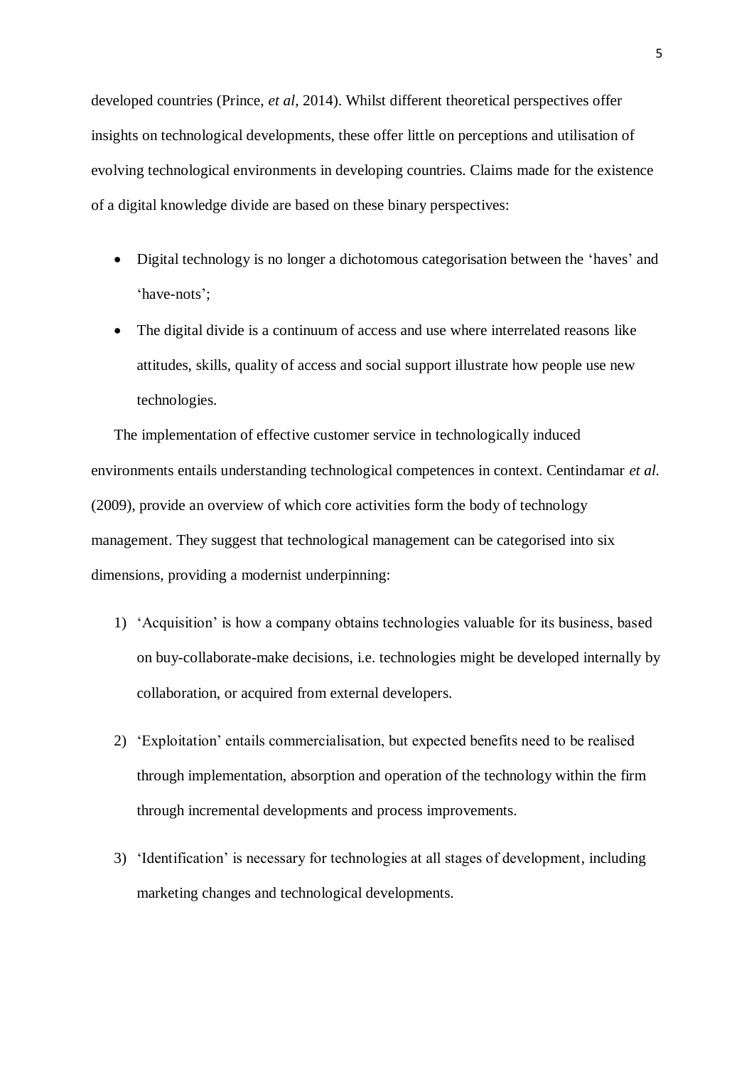developed countries (Prince, *et al*, 2014). Whilst different theoretical perspectives offer insights on technological developments, these offer little on perceptions and utilisation of evolving technological environments in developing countries. Claims made for the existence of a digital knowledge divide are based on these binary perspectives:

- Digital technology is no longer a dichotomous categorisation between the 'haves' and 'have-nots';
- The digital divide is a continuum of access and use where interrelated reasons like attitudes, skills, quality of access and social support illustrate how people use new technologies.

The implementation of effective customer service in technologically induced environments entails understanding technological competences in context. Centindamar *et al.* (2009), provide an overview of which core activities form the body of technology management. They suggest that technological management can be categorised into six dimensions, providing a modernist underpinning:

1) 'Acquisition' is how a company obtains technologies valuable for its business, based on buy-collaborate-make decisions, i.e. technologies might be developed internally by collaboration, or acquired from external developers.

2) 'Exploitation' entails commercialisation, but expected benefits need to be realised through implementation, absorption and operation of the technology within the firm through incremental developments and process improvements.

3) 'Identification' is necessary for technologies at all stages of development, including marketing changes and technological developments.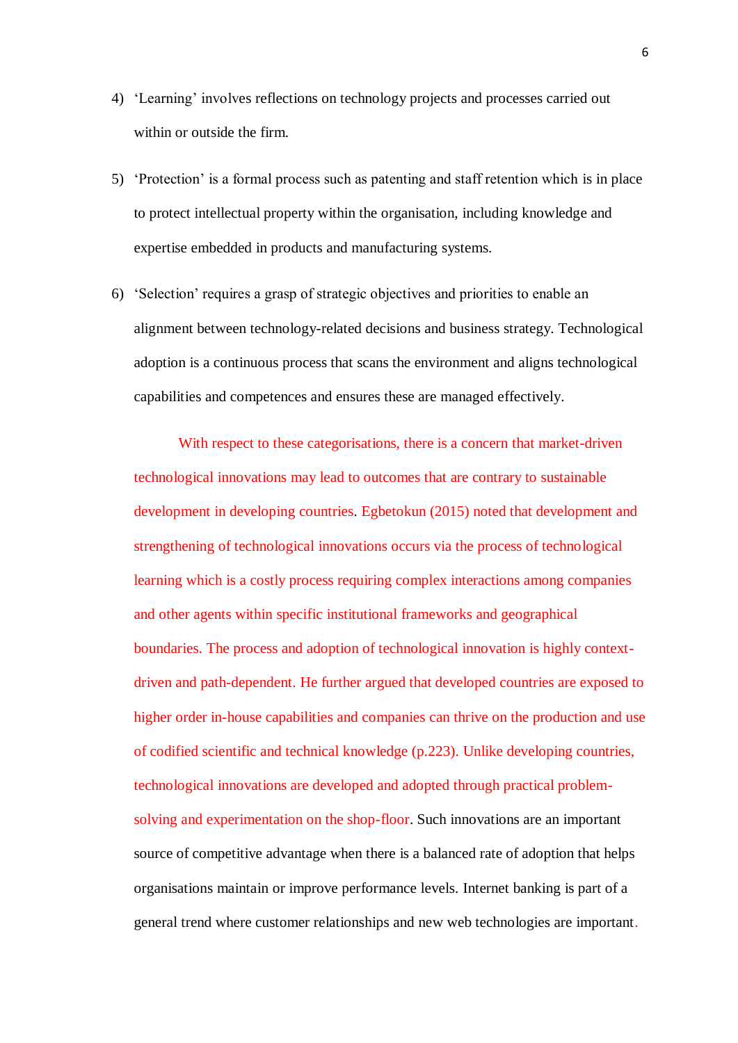4) 'Learning' involves reflections on technology projects and processes carried out within or outside the firm.

5) 'Protection' is a formal process such as patenting and staff retention which is in place to protect intellectual property within the organisation, including knowledge and expertise embedded in products and manufacturing systems.

6) 'Selection' requires a grasp of strategic objectives and priorities to enable an alignment between technology-related decisions and business strategy. Technological adoption is a continuous process that scans the environment and aligns technological capabilities and competences and ensures these are managed effectively.

With respect to these categorisations, there is a concern that market-driven technological innovations may lead to outcomes that are contrary to sustainable development in developing countries. Egbetokun (2015) noted that development and strengthening of technological innovations occurs via the process of technological learning which is a costly process requiring complex interactions among companies and other agents within specific institutional frameworks and geographical boundaries. The process and adoption of technological innovation is highly context-driven and path-dependent. He further argued that developed countries are exposed to higher order in-house capabilities and companies can thrive on the production and use of codified scientific and technical knowledge (p.223). Unlike developing countries, technological innovations are developed and adopted through practical problem-solving and experimentation on the shop-floor. Such innovations are an important source of competitive advantage when there is a balanced rate of adoption that helps organisations maintain or improve performance levels. Internet banking is part of a general trend where customer relationships and new web technologies are important.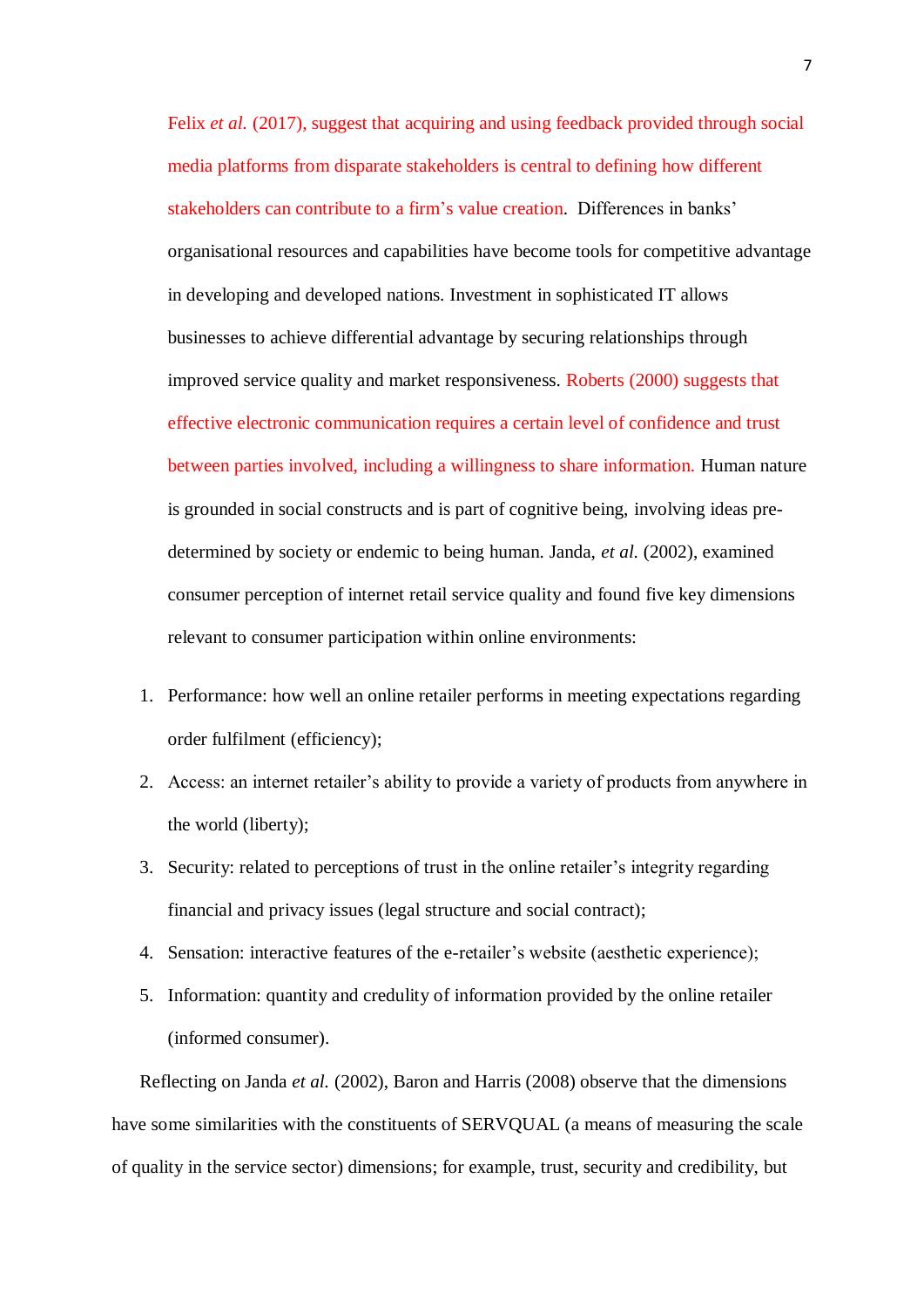Felix *et al.* (2017), suggest that acquiring and using feedback provided through social media platforms from disparate stakeholders is central to defining how different stakeholders can contribute to a firm's value creation. Differences in banks' organisational resources and capabilities have become tools for competitive advantage in developing and developed nations. Investment in sophisticated IT allows businesses to achieve differential advantage by securing relationships through improved service quality and market responsiveness. Roberts (2000) suggests that effective electronic communication requires a certain level of confidence and trust between parties involved, including a willingness to share information. Human nature is grounded in social constructs and is part of cognitive being, involving ideas pre-determined by society or endemic to being human. Janda, *et al.* (2002), examined consumer perception of internet retail service quality and found five key dimensions relevant to consumer participation within online environments:

1. Performance: how well an online retailer performs in meeting expectations regarding order fulfilment (efficiency);
2. Access: an internet retailer's ability to provide a variety of products from anywhere in the world (liberty);
3. Security: related to perceptions of trust in the online retailer's integrity regarding financial and privacy issues (legal structure and social contract);
4. Sensation: interactive features of the e-retailer's website (aesthetic experience);
5. Information: quantity and credulity of information provided by the online retailer (informed consumer).

Reflecting on Janda *et al.* (2002), Baron and Harris (2008) observe that the dimensions have some similarities with the constituents of SERVQUAL (a means of measuring the scale of quality in the service sector) dimensions; for example, trust, security and credibility, but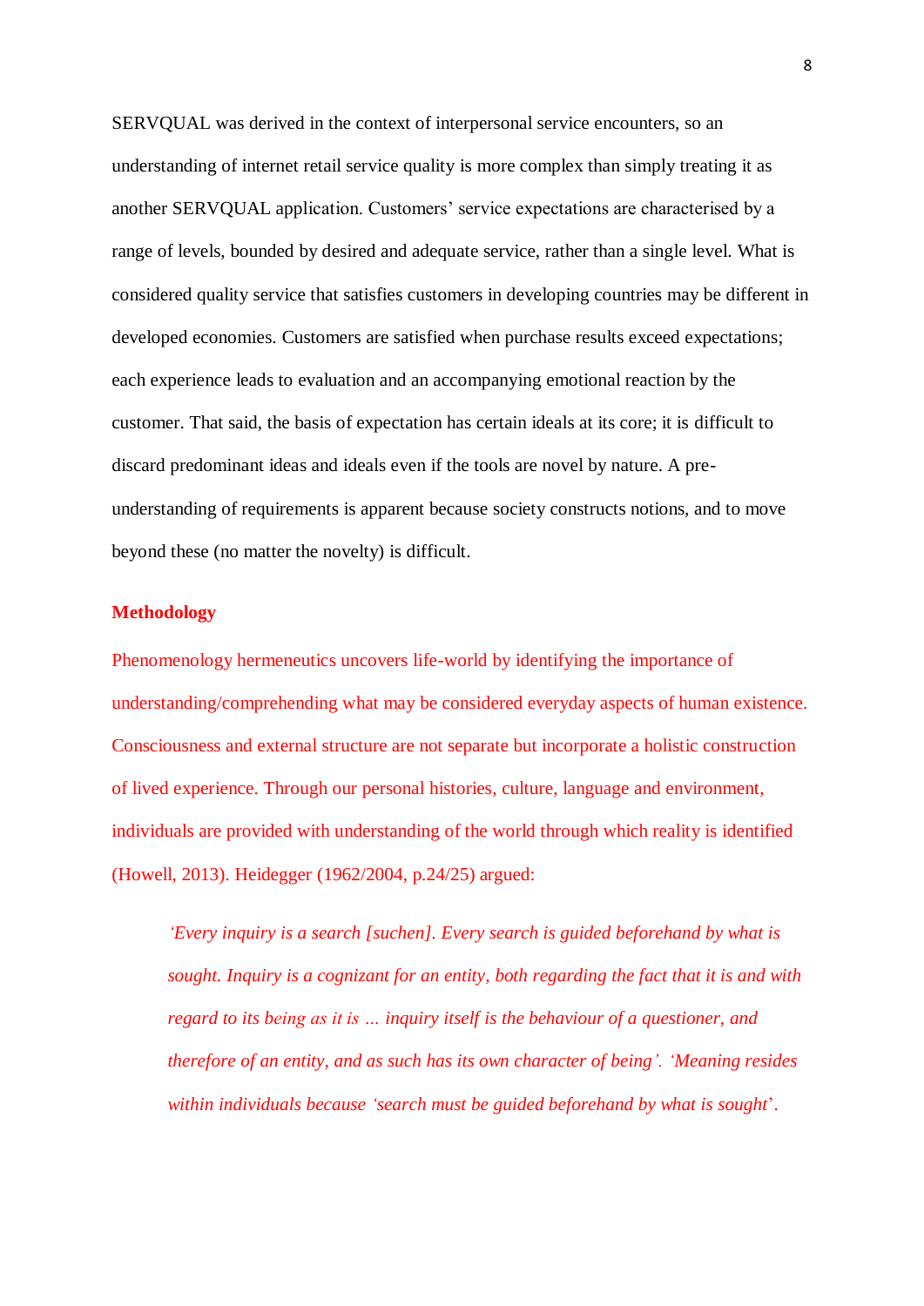SERVQUAL was derived in the context of interpersonal service encounters, so an understanding of internet retail service quality is more complex than simply treating it as another SERVQUAL application. Customers' service expectations are characterised by a range of levels, bounded by desired and adequate service, rather than a single level. What is considered quality service that satisfies customers in developing countries may be different in developed economies. Customers are satisfied when purchase results exceed expectations; each experience leads to evaluation and an accompanying emotional reaction by the customer. That said, the basis of expectation has certain ideals at its core; it is difficult to discard predominant ideas and ideals even if the tools are novel by nature. A pre-understanding of requirements is apparent because society constructs notions, and to move beyond these (no matter the novelty) is difficult.

## Methodology

Phenomenology hermeneutics uncovers life-world by identifying the importance of understanding/comprehending what may be considered everyday aspects of human existence. Consciousness and external structure are not separate but incorporate a holistic construction of lived experience. Through our personal histories, culture, language and environment, individuals are provided with understanding of the world through which reality is identified (Howell, 2013). Heidegger (1962/2004, p.24/25) argued:

> *'Every inquiry is a search [suchen]. Every search is guided beforehand by what is sought. Inquiry is a cognizant for an entity, both regarding the fact that it is and with regard to its being as it is … inquiry itself is the behaviour of a questioner, and therefore of an entity, and as such has its own character of being'. 'Meaning resides within individuals because 'search must be guided beforehand by what is sought'.*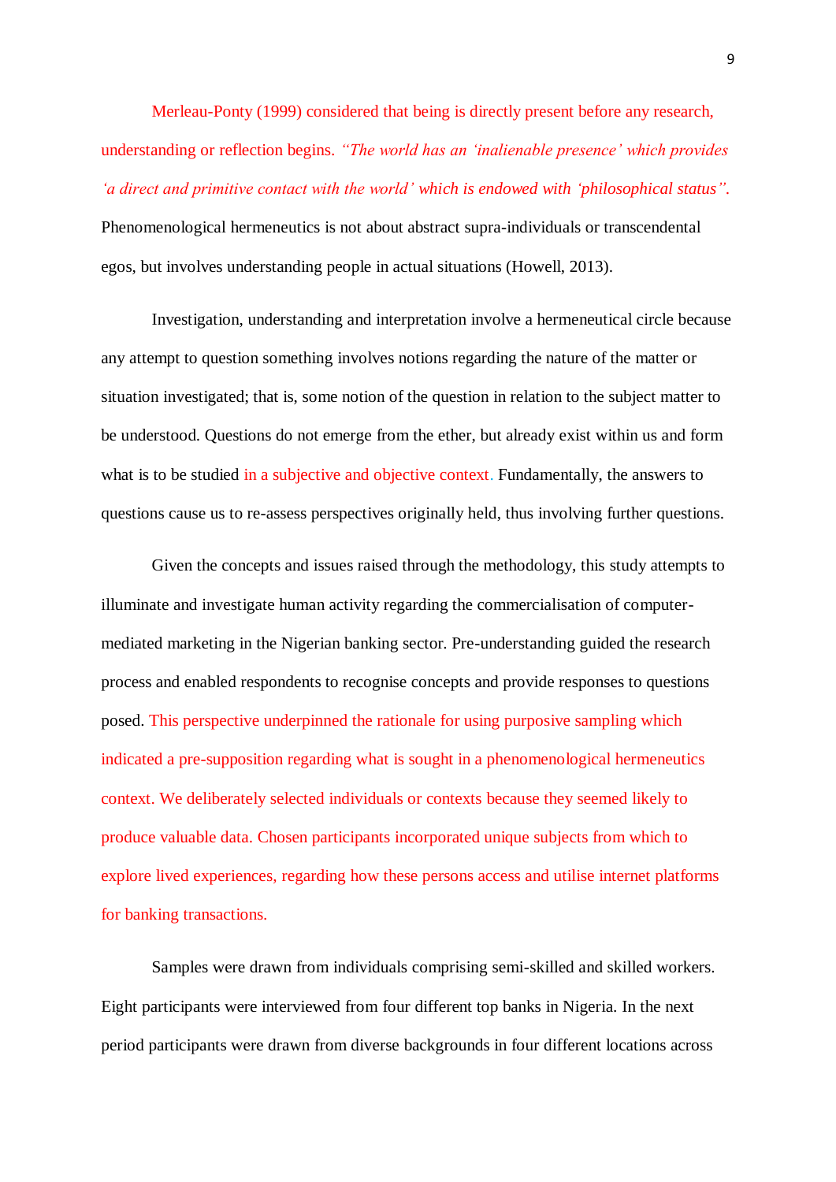Merleau-Ponty (1999) considered that being is directly present before any research, understanding or reflection begins. *"The world has an 'inalienable presence' which provides 'a direct and primitive contact with the world' which is endowed with 'philosophical status"*. Phenomenological hermeneutics is not about abstract supra-individuals or transcendental egos, but involves understanding people in actual situations (Howell, 2013).

Investigation, understanding and interpretation involve a hermeneutical circle because any attempt to question something involves notions regarding the nature of the matter or situation investigated; that is, some notion of the question in relation to the subject matter to be understood. Questions do not emerge from the ether, but already exist within us and form what is to be studied in a subjective and objective context. Fundamentally, the answers to questions cause us to re-assess perspectives originally held, thus involving further questions.

Given the concepts and issues raised through the methodology, this study attempts to illuminate and investigate human activity regarding the commercialisation of computer-mediated marketing in the Nigerian banking sector. Pre-understanding guided the research process and enabled respondents to recognise concepts and provide responses to questions posed. This perspective underpinned the rationale for using purposive sampling which indicated a pre-supposition regarding what is sought in a phenomenological hermeneutics context. We deliberately selected individuals or contexts because they seemed likely to produce valuable data. Chosen participants incorporated unique subjects from which to explore lived experiences, regarding how these persons access and utilise internet platforms for banking transactions.

Samples were drawn from individuals comprising semi-skilled and skilled workers. Eight participants were interviewed from four different top banks in Nigeria. In the next period participants were drawn from diverse backgrounds in four different locations across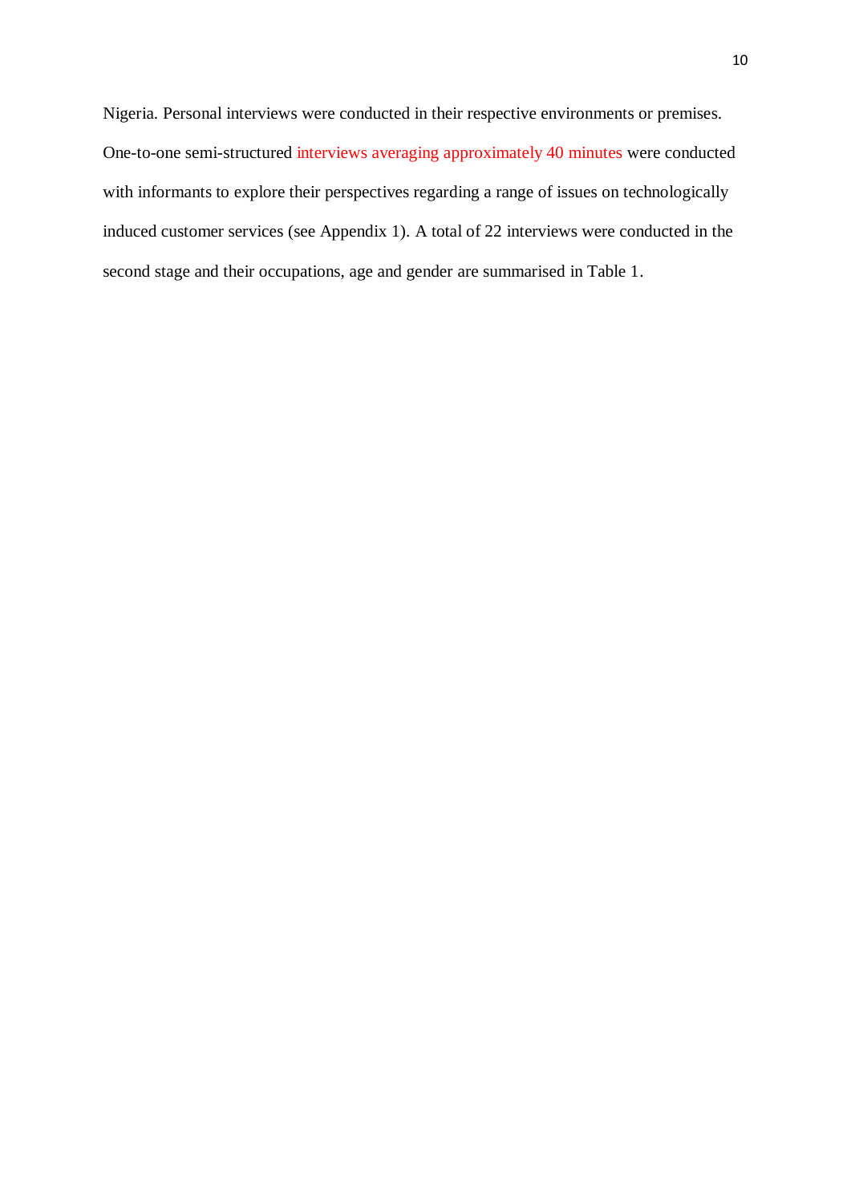Nigeria. Personal interviews were conducted in their respective environments or premises. One-to-one semi-structured interviews averaging approximately 40 minutes were conducted with informants to explore their perspectives regarding a range of issues on technologically induced customer services (see Appendix 1). A total of 22 interviews were conducted in the second stage and their occupations, age and gender are summarised in Table 1.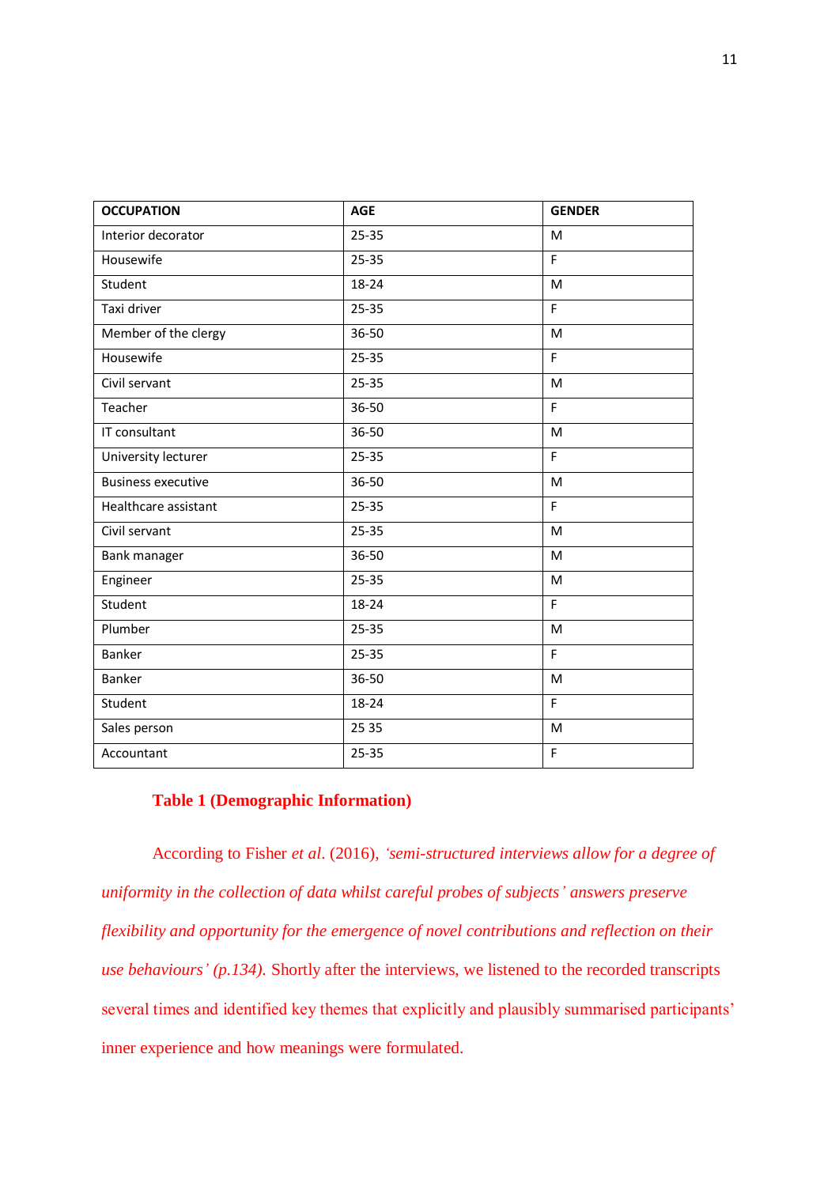| OCCUPATION | AGE | GENDER |
|---|---|---|
| Interior decorator | 25-35 | M |
| Housewife | 25-35 | F |
| Student | 18-24 | M |
| Taxi driver | 25-35 | F |
| Member of the clergy | 36-50 | M |
| Housewife | 25-35 | F |
| Civil servant | 25-35 | M |
| Teacher | 36-50 | F |
| IT consultant | 36-50 | M |
| University lecturer | 25-35 | F |
| Business executive | 36-50 | M |
| Healthcare assistant | 25-35 | F |
| Civil servant | 25-35 | M |
| Bank manager | 36-50 | M |
| Engineer | 25-35 | M |
| Student | 18-24 | F |
| Plumber | 25-35 | M |
| Banker | 25-35 | F |
| Banker | 36-50 | M |
| Student | 18-24 | F |
| Sales person | 25 35 | M |
| Accountant | 25-35 | F |

**Table 1 (Demographic Information)**

According to Fisher *et al*. (2016), *'semi-structured interviews allow for a degree of uniformity in the collection of data whilst careful probes of subjects' answers preserve flexibility and opportunity for the emergence of novel contributions and reflection on their use behaviours' (p.134).* Shortly after the interviews, we listened to the recorded transcripts several times and identified key themes that explicitly and plausibly summarised participants' inner experience and how meanings were formulated.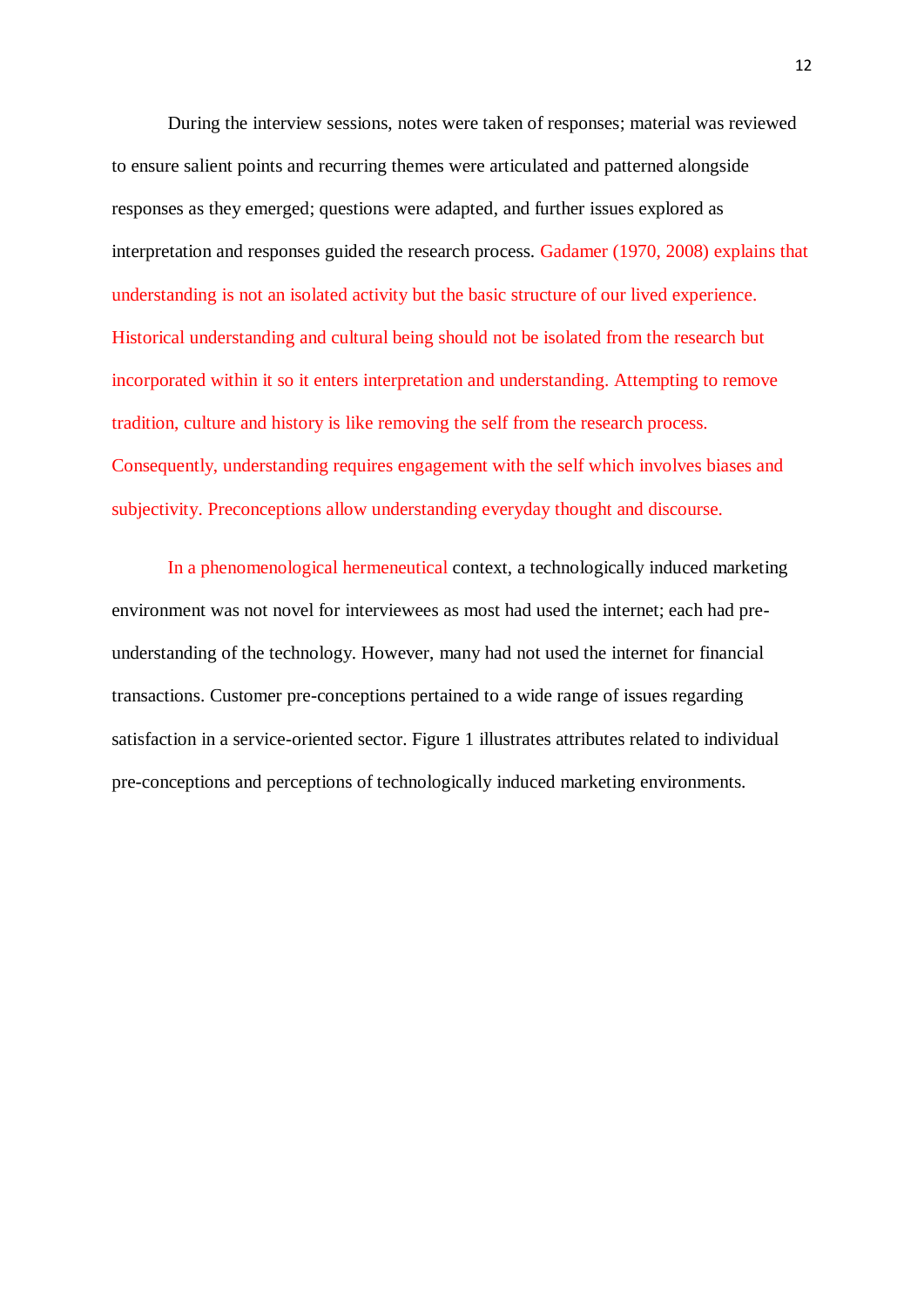During the interview sessions, notes were taken of responses; material was reviewed to ensure salient points and recurring themes were articulated and patterned alongside responses as they emerged; questions were adapted, and further issues explored as interpretation and responses guided the research process. Gadamer (1970, 2008) explains that understanding is not an isolated activity but the basic structure of our lived experience. Historical understanding and cultural being should not be isolated from the research but incorporated within it so it enters interpretation and understanding. Attempting to remove tradition, culture and history is like removing the self from the research process. Consequently, understanding requires engagement with the self which involves biases and subjectivity. Preconceptions allow understanding everyday thought and discourse.

In a phenomenological hermeneutical context, a technologically induced marketing environment was not novel for interviewees as most had used the internet; each had pre-understanding of the technology. However, many had not used the internet for financial transactions. Customer pre-conceptions pertained to a wide range of issues regarding satisfaction in a service-oriented sector. Figure 1 illustrates attributes related to individual pre-conceptions and perceptions of technologically induced marketing environments.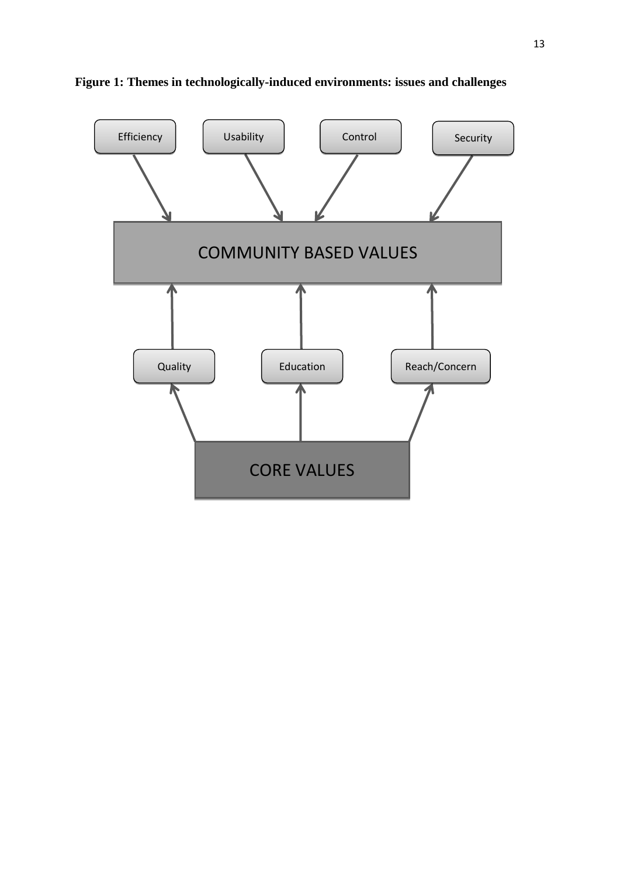**Figure 1: Themes in technologically-induced environments: issues and challenges**

Efficiency

Usability

Control

Security

COMMUNITY BASED VALUES

Quality

Education

Reach/Concern

CORE VALUES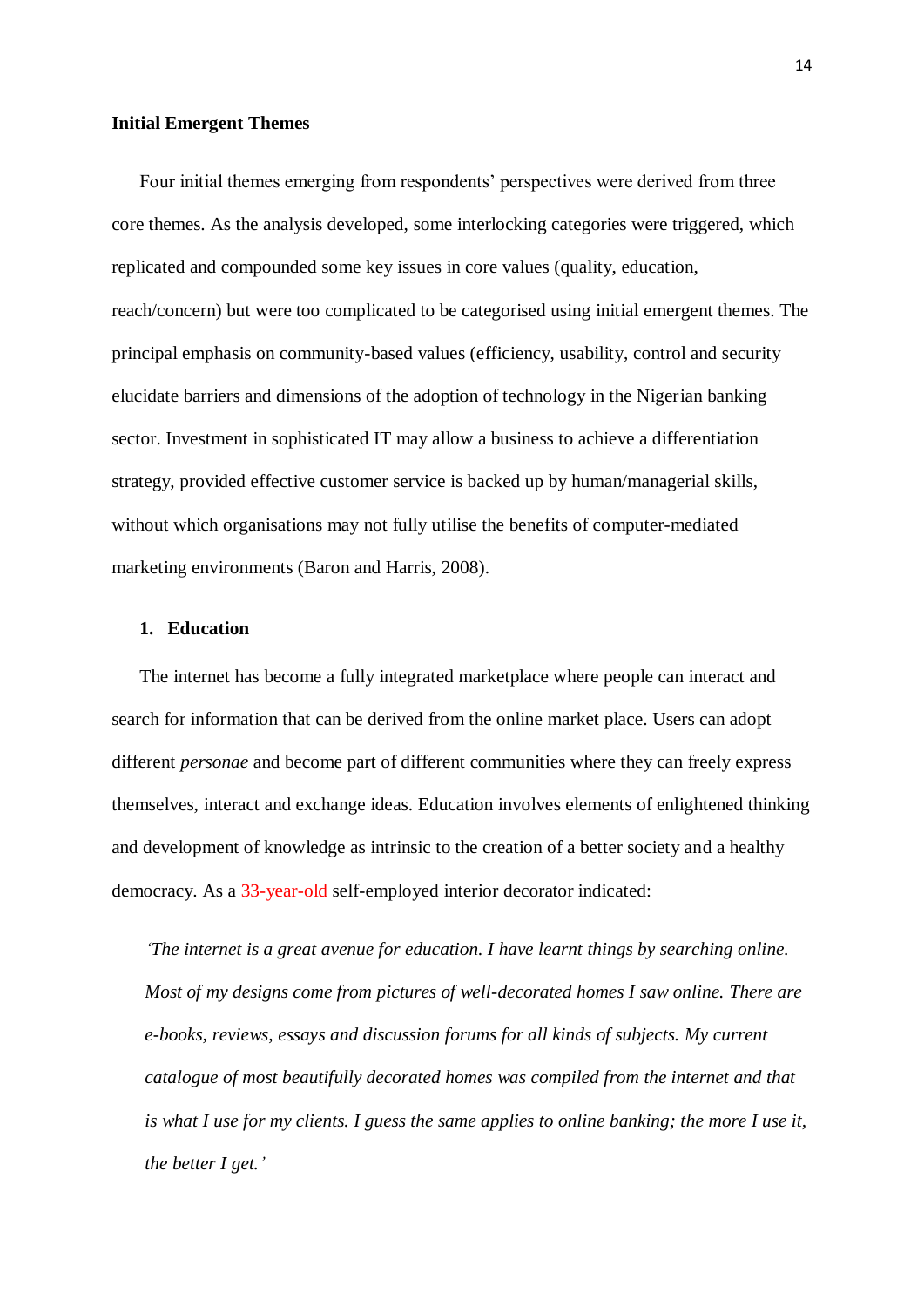**Initial Emergent Themes**

Four initial themes emerging from respondents' perspectives were derived from three core themes. As the analysis developed, some interlocking categories were triggered, which replicated and compounded some key issues in core values (quality, education, reach/concern) but were too complicated to be categorised using initial emergent themes. The principal emphasis on community-based values (efficiency, usability, control and security elucidate barriers and dimensions of the adoption of technology in the Nigerian banking sector. Investment in sophisticated IT may allow a business to achieve a differentiation strategy, provided effective customer service is backed up by human/managerial skills, without which organisations may not fully utilise the benefits of computer-mediated marketing environments (Baron and Harris, 2008).

1. **Education**

The internet has become a fully integrated marketplace where people can interact and search for information that can be derived from the online market place. Users can adopt different *personae* and become part of different communities where they can freely express themselves, interact and exchange ideas. Education involves elements of enlightened thinking and development of knowledge as intrinsic to the creation of a better society and a healthy democracy. As a 33-year-old self-employed interior decorator indicated:

> *'The internet is a great avenue for education. I have learnt things by searching online. Most of my designs come from pictures of well-decorated homes I saw online. There are e-books, reviews, essays and discussion forums for all kinds of subjects. My current catalogue of most beautifully decorated homes was compiled from the internet and that is what I use for my clients. I guess the same applies to online banking; the more I use it, the better I get.'*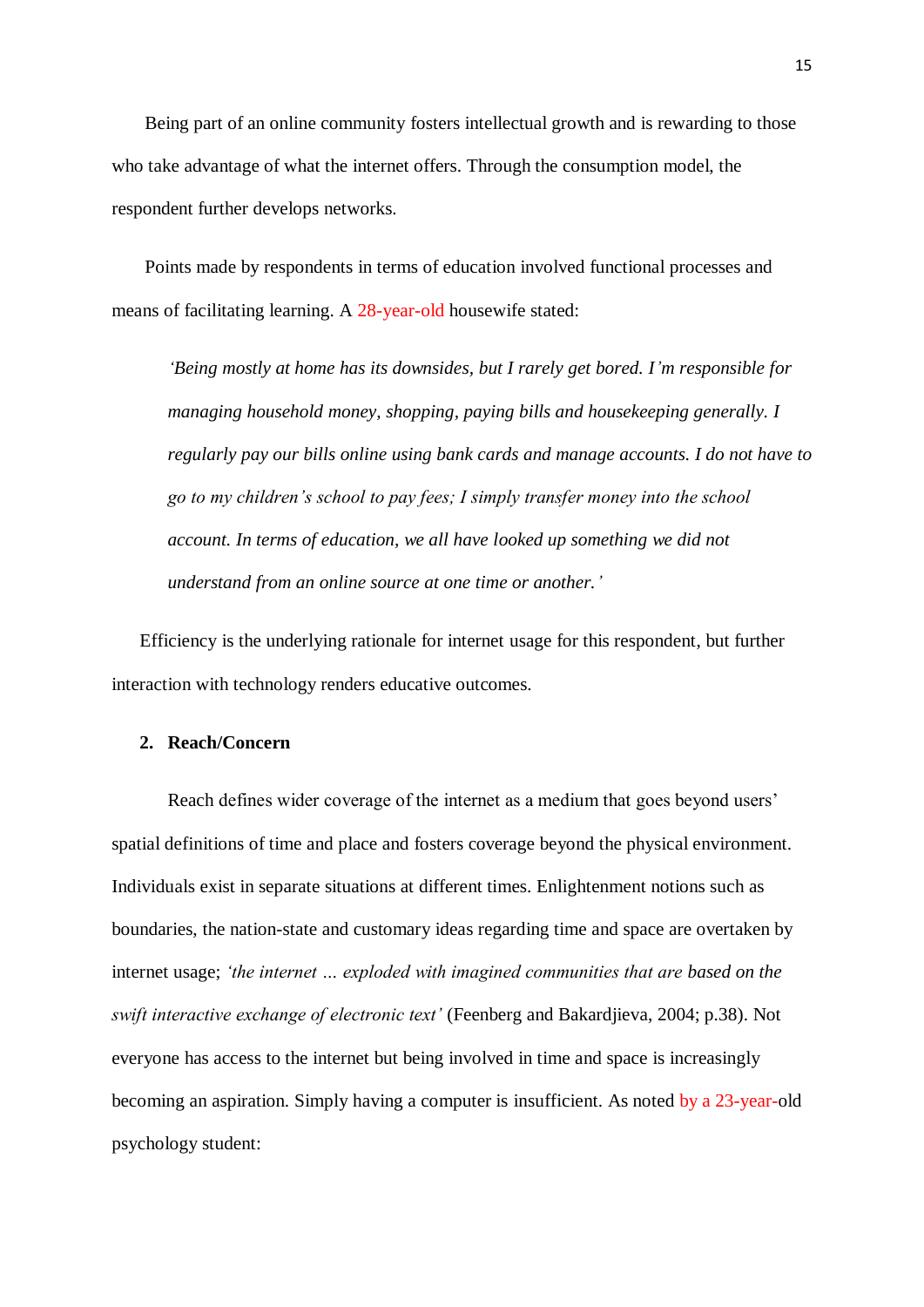Being part of an online community fosters intellectual growth and is rewarding to those who take advantage of what the internet offers. Through the consumption model, the respondent further develops networks.

Points made by respondents in terms of education involved functional processes and means of facilitating learning. A 28-year-old housewife stated:

> *'Being mostly at home has its downsides, but I rarely get bored. I'm responsible for managing household money, shopping, paying bills and housekeeping generally. I regularly pay our bills online using bank cards and manage accounts. I do not have to go to my children's school to pay fees; I simply transfer money into the school account. In terms of education, we all have looked up something we did not understand from an online source at one time or another.'*

Efficiency is the underlying rationale for internet usage for this respondent, but further interaction with technology renders educative outcomes.

## 2. Reach/Concern

Reach defines wider coverage of the internet as a medium that goes beyond users' spatial definitions of time and place and fosters coverage beyond the physical environment. Individuals exist in separate situations at different times. Enlightenment notions such as boundaries, the nation-state and customary ideas regarding time and space are overtaken by internet usage; *'the internet ... exploded with imagined communities that are based on the swift interactive exchange of electronic text'* (Feenberg and Bakardjieva, 2004; p.38). Not everyone has access to the internet but being involved in time and space is increasingly becoming an aspiration. Simply having a computer is insufficient. As noted by a 23-year-old psychology student: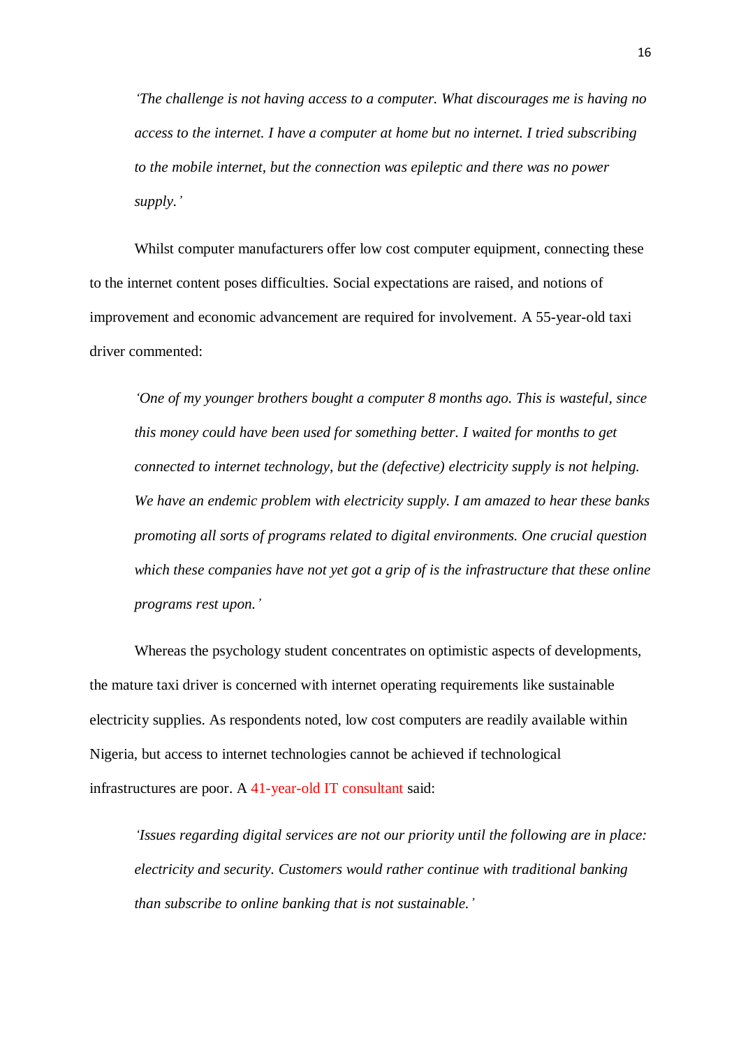> *'The challenge is not having access to a computer. What discourages me is having no access to the internet. I have a computer at home but no internet. I tried subscribing to the mobile internet, but the connection was epileptic and there was no power supply.'*

Whilst computer manufacturers offer low cost computer equipment, connecting these to the internet content poses difficulties. Social expectations are raised, and notions of improvement and economic advancement are required for involvement. A 55-year-old taxi driver commented:

> *'One of my younger brothers bought a computer 8 months ago. This is wasteful, since this money could have been used for something better. I waited for months to get connected to internet technology, but the (defective) electricity supply is not helping. We have an endemic problem with electricity supply. I am amazed to hear these banks promoting all sorts of programs related to digital environments. One crucial question which these companies have not yet got a grip of is the infrastructure that these online programs rest upon.'*

Whereas the psychology student concentrates on optimistic aspects of developments, the mature taxi driver is concerned with internet operating requirements like sustainable electricity supplies. As respondents noted, low cost computers are readily available within Nigeria, but access to internet technologies cannot be achieved if technological infrastructures are poor. A 41-year-old IT consultant said:

> *'Issues regarding digital services are not our priority until the following are in place: electricity and security. Customers would rather continue with traditional banking than subscribe to online banking that is not sustainable.'*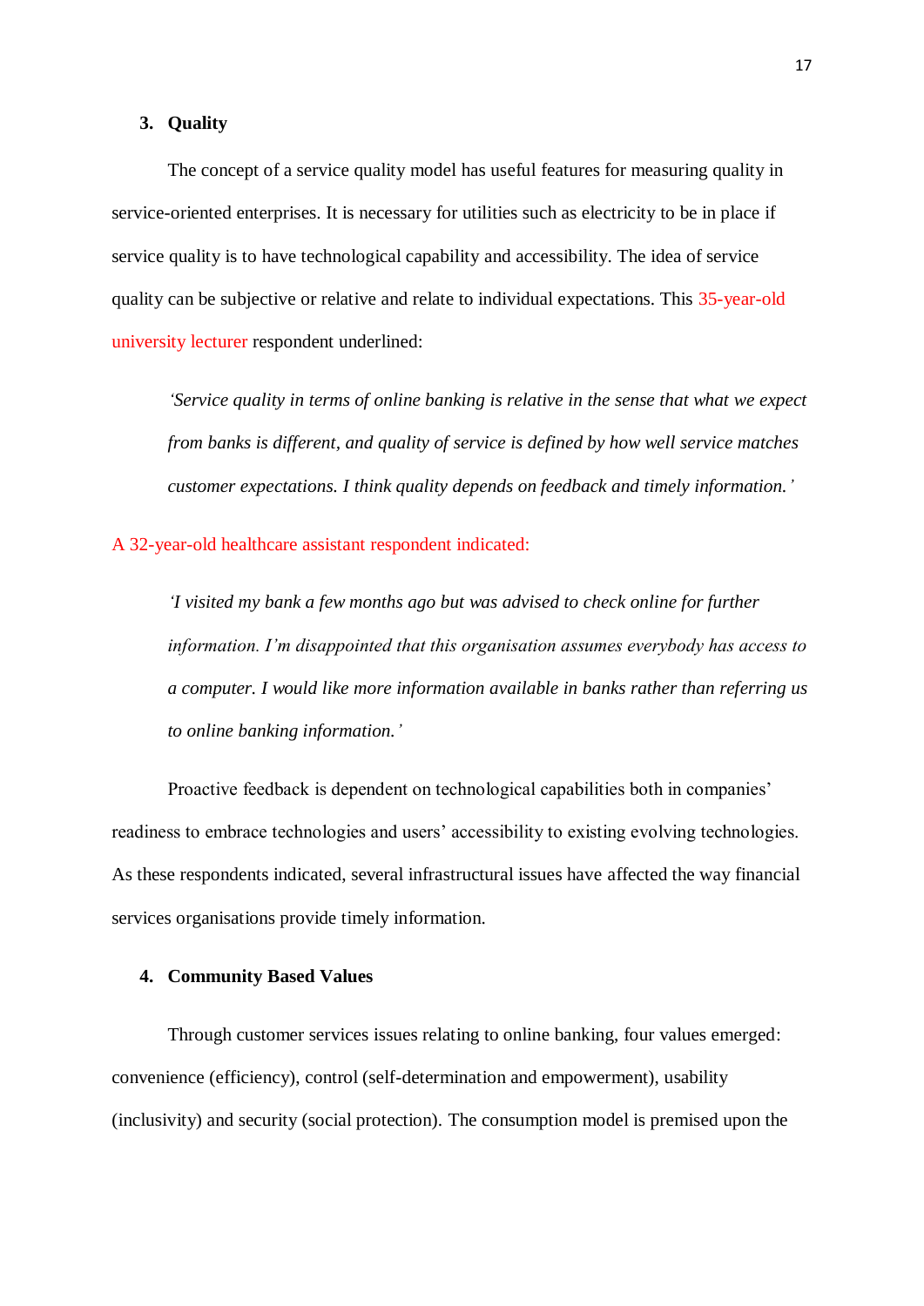### 3. Quality

The concept of a service quality model has useful features for measuring quality in service-oriented enterprises. It is necessary for utilities such as electricity to be in place if service quality is to have technological capability and accessibility. The idea of service quality can be subjective or relative and relate to individual expectations. This 35-year-old university lecturer respondent underlined:

> *'Service quality in terms of online banking is relative in the sense that what we expect from banks is different, and quality of service is defined by how well service matches customer expectations. I think quality depends on feedback and timely information.'*

A 32-year-old healthcare assistant respondent indicated:

> *'I visited my bank a few months ago but was advised to check online for further information. I'm disappointed that this organisation assumes everybody has access to a computer. I would like more information available in banks rather than referring us to online banking information.'*

Proactive feedback is dependent on technological capabilities both in companies' readiness to embrace technologies and users' accessibility to existing evolving technologies. As these respondents indicated, several infrastructural issues have affected the way financial services organisations provide timely information.

### 4. Community Based Values

Through customer services issues relating to online banking, four values emerged: convenience (efficiency), control (self-determination and empowerment), usability (inclusivity) and security (social protection). The consumption model is premised upon the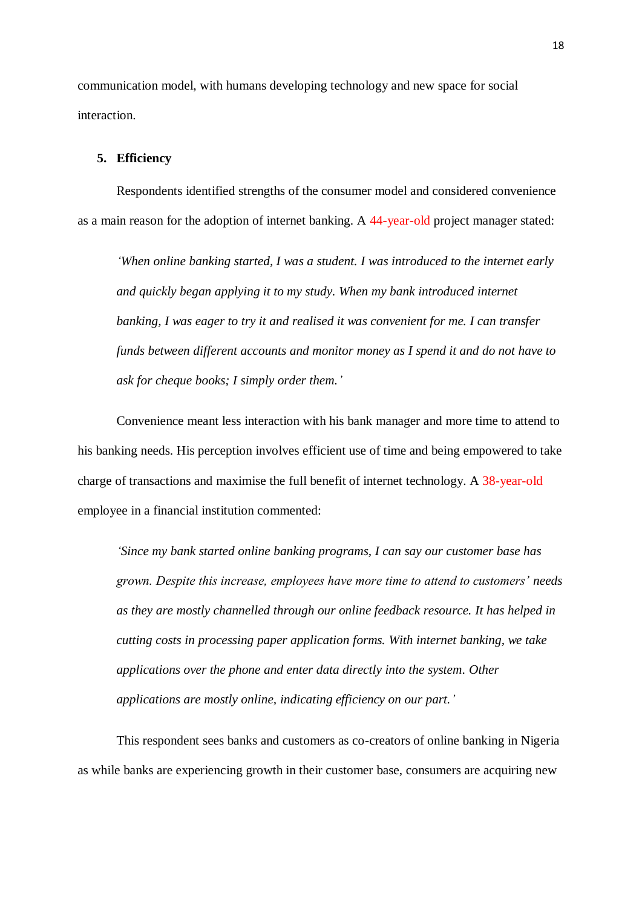communication model, with humans developing technology and new space for social interaction.

5. **Efficiency**

Respondents identified strengths of the consumer model and considered convenience as a main reason for the adoption of internet banking. A 44-year-old project manager stated:

> *'When online banking started, I was a student. I was introduced to the internet early and quickly began applying it to my study. When my bank introduced internet banking, I was eager to try it and realised it was convenient for me. I can transfer funds between different accounts and monitor money as I spend it and do not have to ask for cheque books; I simply order them.'*

Convenience meant less interaction with his bank manager and more time to attend to his banking needs. His perception involves efficient use of time and being empowered to take charge of transactions and maximise the full benefit of internet technology. A 38-year-old employee in a financial institution commented:

> *'Since my bank started online banking programs, I can say our customer base has grown. Despite this increase, employees have more time to attend to customers' needs as they are mostly channelled through our online feedback resource. It has helped in cutting costs in processing paper application forms. With internet banking, we take applications over the phone and enter data directly into the system. Other applications are mostly online, indicating efficiency on our part.'*

This respondent sees banks and customers as co-creators of online banking in Nigeria as while banks are experiencing growth in their customer base, consumers are acquiring new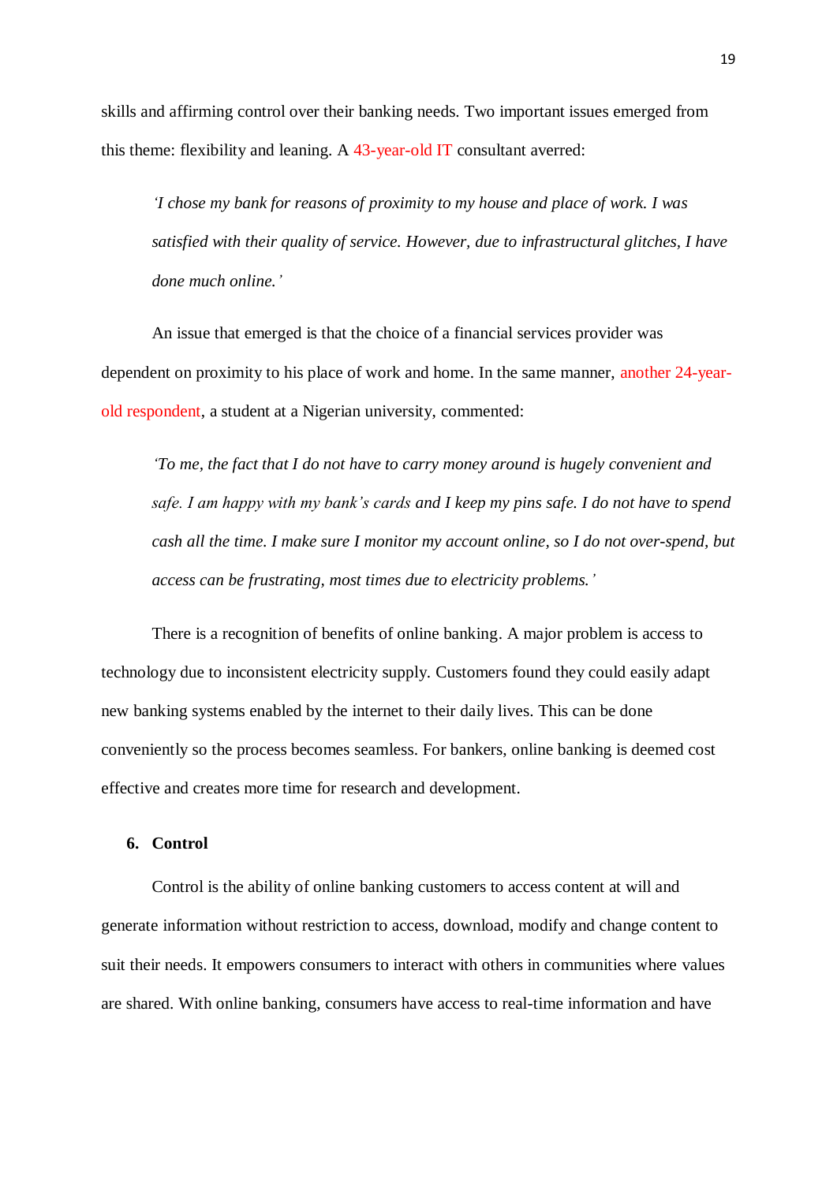skills and affirming control over their banking needs. Two important issues emerged from this theme: flexibility and leaning. A 43-year-old IT consultant averred:

> *'I chose my bank for reasons of proximity to my house and place of work. I was satisfied with their quality of service. However, due to infrastructural glitches, I have done much online.'*

An issue that emerged is that the choice of a financial services provider was dependent on proximity to his place of work and home. In the same manner, another 24-year-old respondent, a student at a Nigerian university, commented:

> *'To me, the fact that I do not have to carry money around is hugely convenient and safe. I am happy with my bank's cards and I keep my pins safe. I do not have to spend cash all the time. I make sure I monitor my account online, so I do not over-spend, but access can be frustrating, most times due to electricity problems.'*

There is a recognition of benefits of online banking. A major problem is access to technology due to inconsistent electricity supply. Customers found they could easily adapt new banking systems enabled by the internet to their daily lives. This can be done conveniently so the process becomes seamless. For bankers, online banking is deemed cost effective and creates more time for research and development.

**6. Control**

Control is the ability of online banking customers to access content at will and generate information without restriction to access, download, modify and change content to suit their needs. It empowers consumers to interact with others in communities where values are shared. With online banking, consumers have access to real-time information and have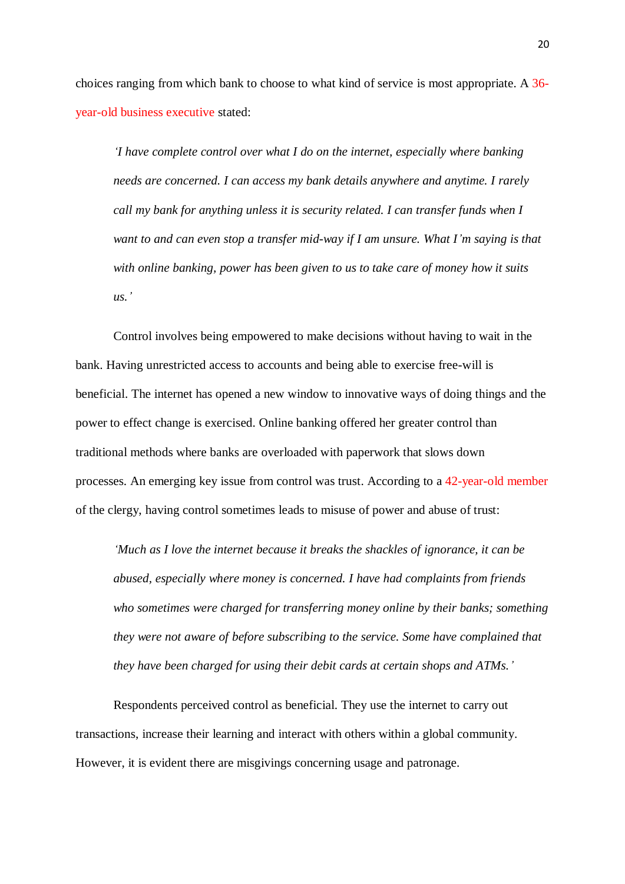choices ranging from which bank to choose to what kind of service is most appropriate. A 36-year-old business executive stated:

> *'I have complete control over what I do on the internet, especially where banking needs are concerned. I can access my bank details anywhere and anytime. I rarely call my bank for anything unless it is security related. I can transfer funds when I want to and can even stop a transfer mid-way if I am unsure. What I'm saying is that with online banking, power has been given to us to take care of money how it suits us.'*

Control involves being empowered to make decisions without having to wait in the bank. Having unrestricted access to accounts and being able to exercise free-will is beneficial. The internet has opened a new window to innovative ways of doing things and the power to effect change is exercised. Online banking offered her greater control than traditional methods where banks are overloaded with paperwork that slows down processes. An emerging key issue from control was trust. According to a 42-year-old member of the clergy, having control sometimes leads to misuse of power and abuse of trust:

> *'Much as I love the internet because it breaks the shackles of ignorance, it can be abused, especially where money is concerned. I have had complaints from friends who sometimes were charged for transferring money online by their banks; something they were not aware of before subscribing to the service. Some have complained that they have been charged for using their debit cards at certain shops and ATMs.'*

Respondents perceived control as beneficial. They use the internet to carry out transactions, increase their learning and interact with others within a global community. However, it is evident there are misgivings concerning usage and patronage.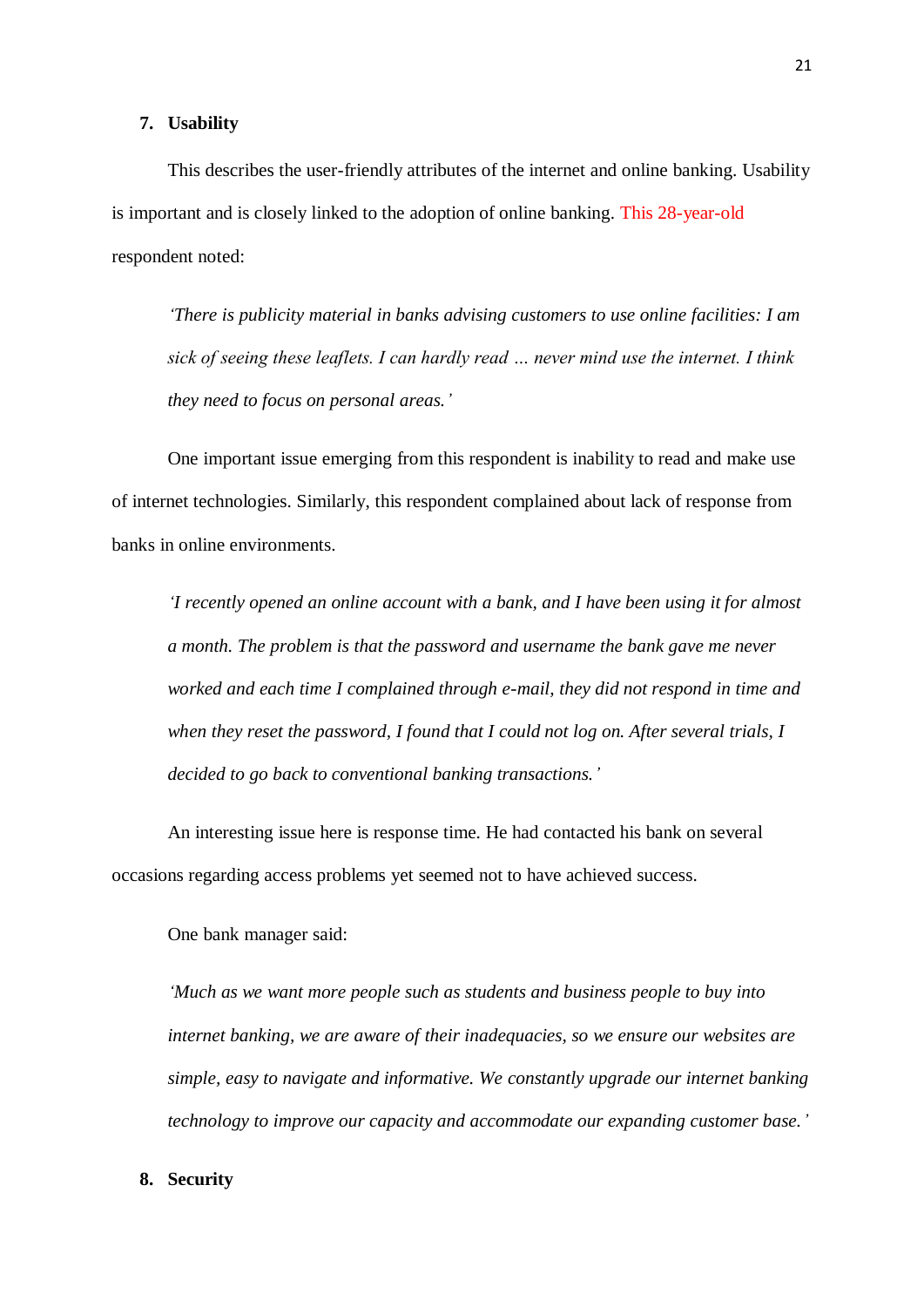## 7. Usability

This describes the user-friendly attributes of the internet and online banking. Usability is important and is closely linked to the adoption of online banking. This 28-year-old respondent noted:

> *'There is publicity material in banks advising customers to use online facilities: I am sick of seeing these leaflets. I can hardly read … never mind use the internet. I think they need to focus on personal areas.'*

One important issue emerging from this respondent is inability to read and make use of internet technologies. Similarly, this respondent complained about lack of response from banks in online environments.

> *'I recently opened an online account with a bank, and I have been using it for almost a month. The problem is that the password and username the bank gave me never worked and each time I complained through e-mail, they did not respond in time and when they reset the password, I found that I could not log on. After several trials, I decided to go back to conventional banking transactions.'*

An interesting issue here is response time. He had contacted his bank on several occasions regarding access problems yet seemed not to have achieved success.

One bank manager said:

> *'Much as we want more people such as students and business people to buy into internet banking, we are aware of their inadequacies, so we ensure our websites are simple, easy to navigate and informative. We constantly upgrade our internet banking technology to improve our capacity and accommodate our expanding customer base.'*

## 8. Security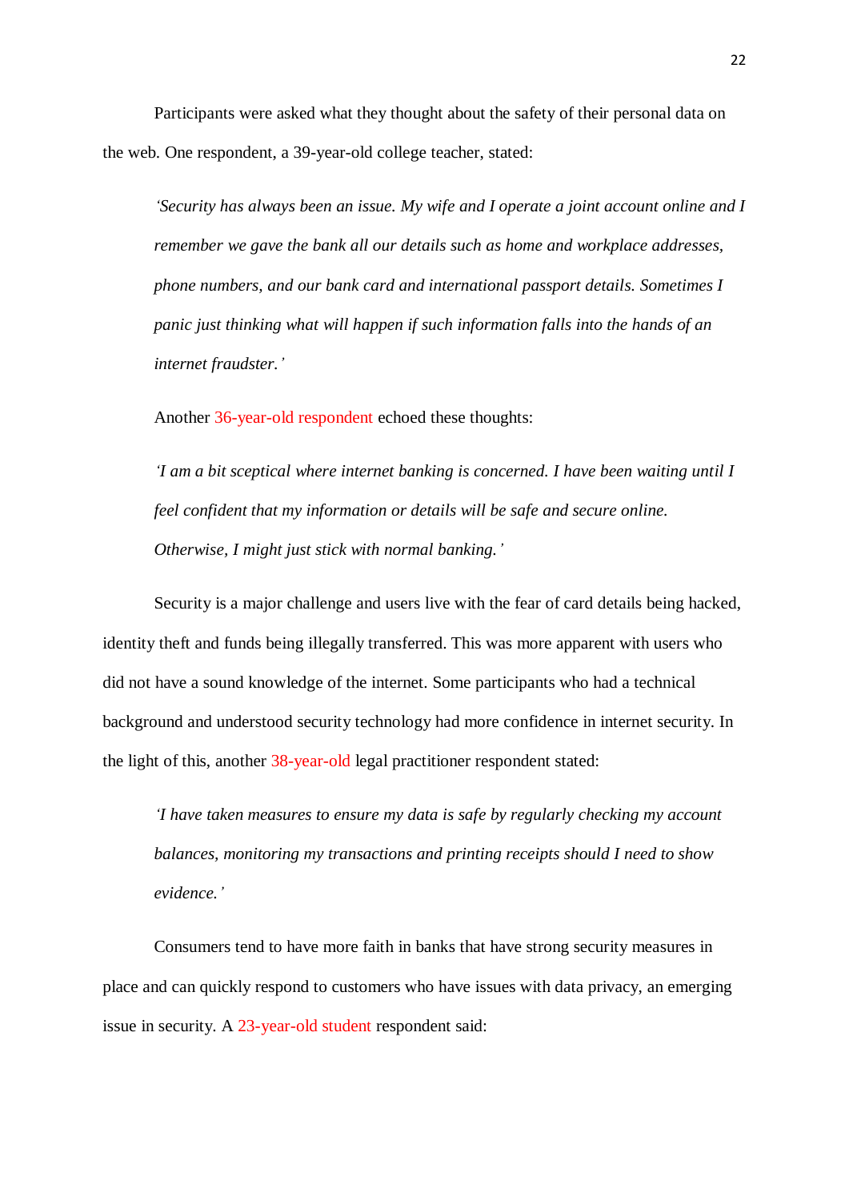Participants were asked what they thought about the safety of their personal data on the web. One respondent, a 39-year-old college teacher, stated:

> *'Security has always been an issue. My wife and I operate a joint account online and I remember we gave the bank all our details such as home and workplace addresses, phone numbers, and our bank card and international passport details. Sometimes I panic just thinking what will happen if such information falls into the hands of an internet fraudster.'*

Another 36-year-old respondent echoed these thoughts:

> *'I am a bit sceptical where internet banking is concerned. I have been waiting until I feel confident that my information or details will be safe and secure online. Otherwise, I might just stick with normal banking.'*

Security is a major challenge and users live with the fear of card details being hacked, identity theft and funds being illegally transferred. This was more apparent with users who did not have a sound knowledge of the internet. Some participants who had a technical background and understood security technology had more confidence in internet security. In the light of this, another 38-year-old legal practitioner respondent stated:

> *'I have taken measures to ensure my data is safe by regularly checking my account balances, monitoring my transactions and printing receipts should I need to show evidence.'*

Consumers tend to have more faith in banks that have strong security measures in place and can quickly respond to customers who have issues with data privacy, an emerging issue in security. A 23-year-old student respondent said: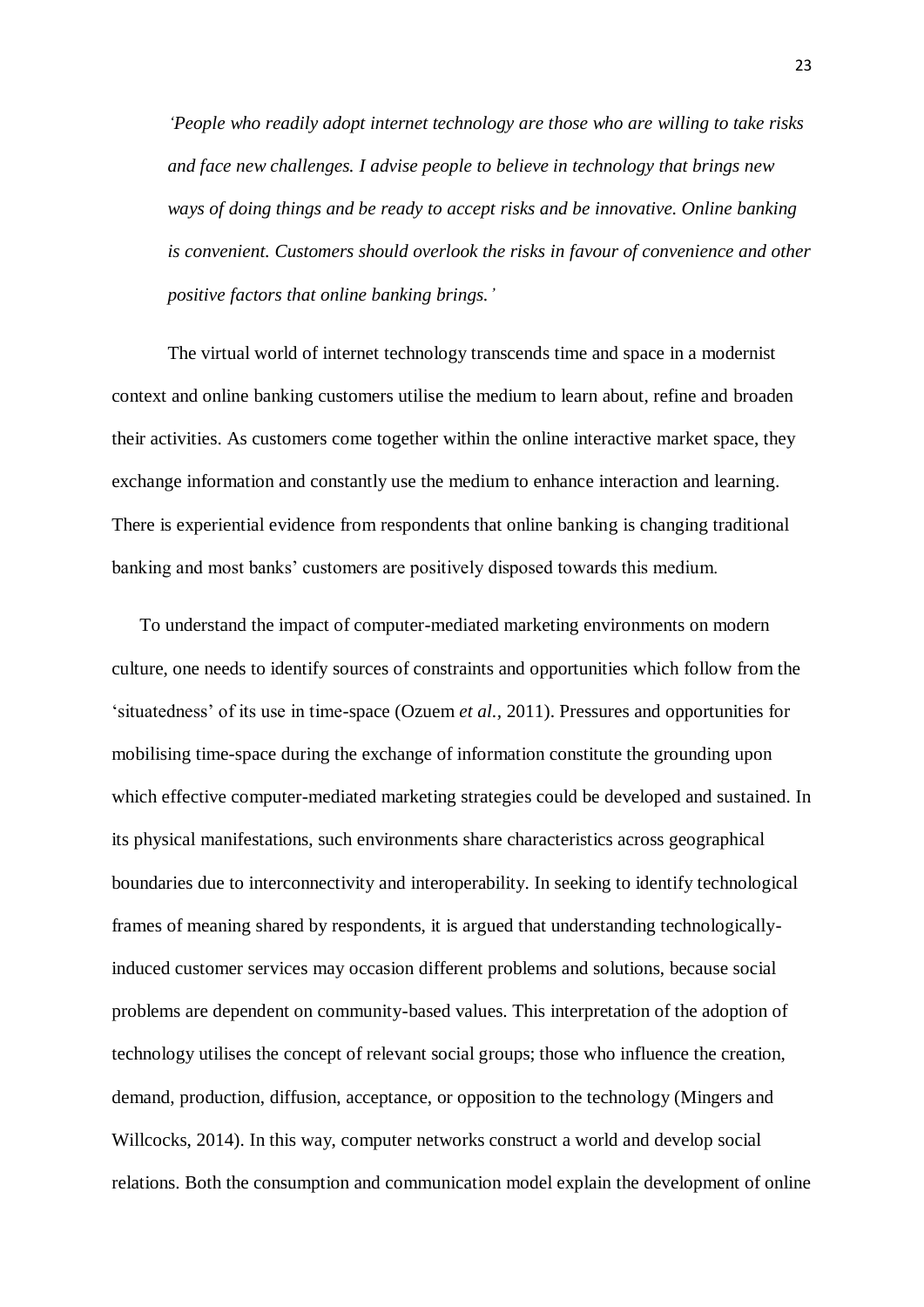> *'People who readily adopt internet technology are those who are willing to take risks and face new challenges. I advise people to believe in technology that brings new ways of doing things and be ready to accept risks and be innovative. Online banking is convenient. Customers should overlook the risks in favour of convenience and other positive factors that online banking brings.'*

The virtual world of internet technology transcends time and space in a modernist context and online banking customers utilise the medium to learn about, refine and broaden their activities. As customers come together within the online interactive market space, they exchange information and constantly use the medium to enhance interaction and learning. There is experiential evidence from respondents that online banking is changing traditional banking and most banks' customers are positively disposed towards this medium.

To understand the impact of computer-mediated marketing environments on modern culture, one needs to identify sources of constraints and opportunities which follow from the 'situatedness' of its use in time-space (Ozuem *et al.,* 2011). Pressures and opportunities for mobilising time-space during the exchange of information constitute the grounding upon which effective computer-mediated marketing strategies could be developed and sustained. In its physical manifestations, such environments share characteristics across geographical boundaries due to interconnectivity and interoperability. In seeking to identify technological frames of meaning shared by respondents, it is argued that understanding technologically-induced customer services may occasion different problems and solutions, because social problems are dependent on community-based values. This interpretation of the adoption of technology utilises the concept of relevant social groups; those who influence the creation, demand, production, diffusion, acceptance, or opposition to the technology (Mingers and Willcocks, 2014). In this way, computer networks construct a world and develop social relations. Both the consumption and communication model explain the development of online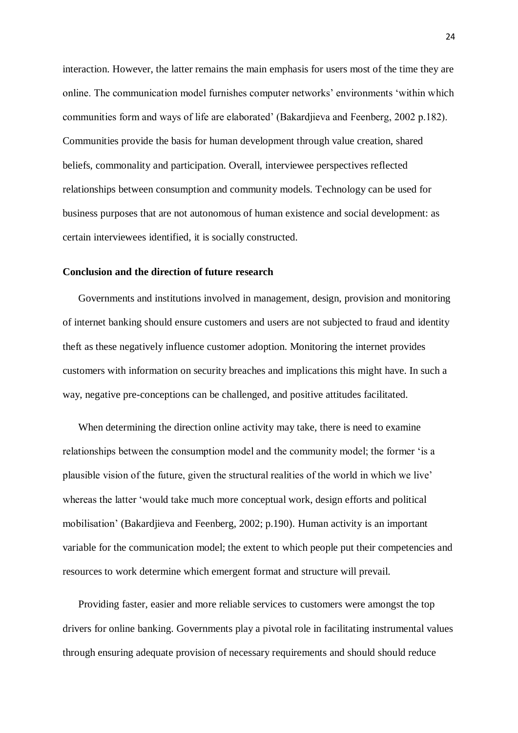interaction. However, the latter remains the main emphasis for users most of the time they are online. The communication model furnishes computer networks' environments 'within which communities form and ways of life are elaborated' (Bakardjieva and Feenberg, 2002 p.182). Communities provide the basis for human development through value creation, shared beliefs, commonality and participation. Overall, interviewee perspectives reflected relationships between consumption and community models. Technology can be used for business purposes that are not autonomous of human existence and social development: as certain interviewees identified, it is socially constructed.

**Conclusion and the direction of future research**

Governments and institutions involved in management, design, provision and monitoring of internet banking should ensure customers and users are not subjected to fraud and identity theft as these negatively influence customer adoption. Monitoring the internet provides customers with information on security breaches and implications this might have. In such a way, negative pre-conceptions can be challenged, and positive attitudes facilitated.

When determining the direction online activity may take, there is need to examine relationships between the consumption model and the community model; the former 'is a plausible vision of the future, given the structural realities of the world in which we live' whereas the latter 'would take much more conceptual work, design efforts and political mobilisation' (Bakardjieva and Feenberg, 2002; p.190). Human activity is an important variable for the communication model; the extent to which people put their competencies and resources to work determine which emergent format and structure will prevail.

Providing faster, easier and more reliable services to customers were amongst the top drivers for online banking. Governments play a pivotal role in facilitating instrumental values through ensuring adequate provision of necessary requirements and should should reduce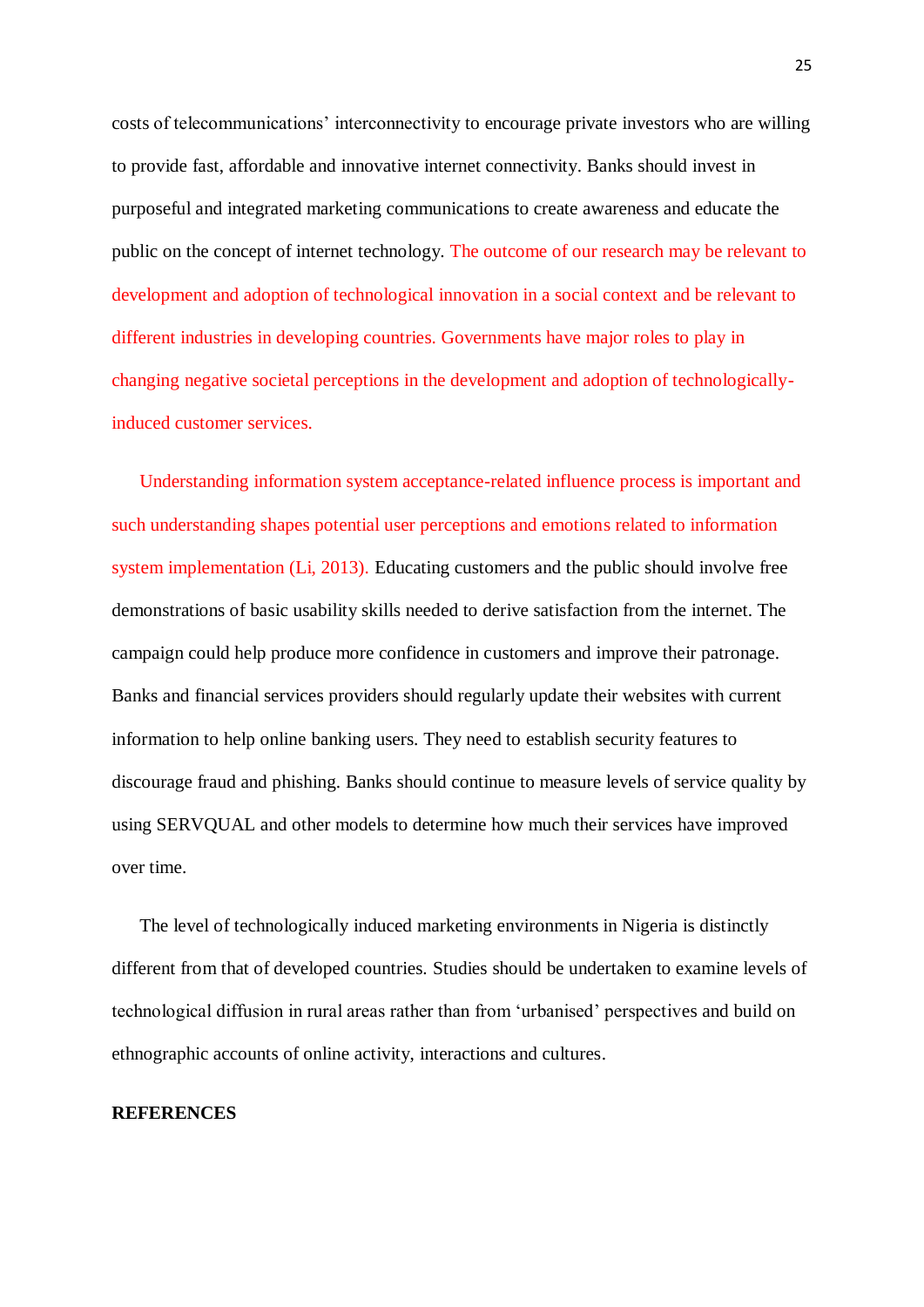costs of telecommunications' interconnectivity to encourage private investors who are willing to provide fast, affordable and innovative internet connectivity. Banks should invest in purposeful and integrated marketing communications to create awareness and educate the public on the concept of internet technology. The outcome of our research may be relevant to development and adoption of technological innovation in a social context and be relevant to different industries in developing countries. Governments have major roles to play in changing negative societal perceptions in the development and adoption of technologically-induced customer services.

Understanding information system acceptance-related influence process is important and such understanding shapes potential user perceptions and emotions related to information system implementation (Li, 2013). Educating customers and the public should involve free demonstrations of basic usability skills needed to derive satisfaction from the internet. The campaign could help produce more confidence in customers and improve their patronage. Banks and financial services providers should regularly update their websites with current information to help online banking users. They need to establish security features to discourage fraud and phishing. Banks should continue to measure levels of service quality by using SERVQUAL and other models to determine how much their services have improved over time.

The level of technologically induced marketing environments in Nigeria is distinctly different from that of developed countries. Studies should be undertaken to examine levels of technological diffusion in rural areas rather than from 'urbanised' perspectives and build on ethnographic accounts of online activity, interactions and cultures.

**REFERENCES**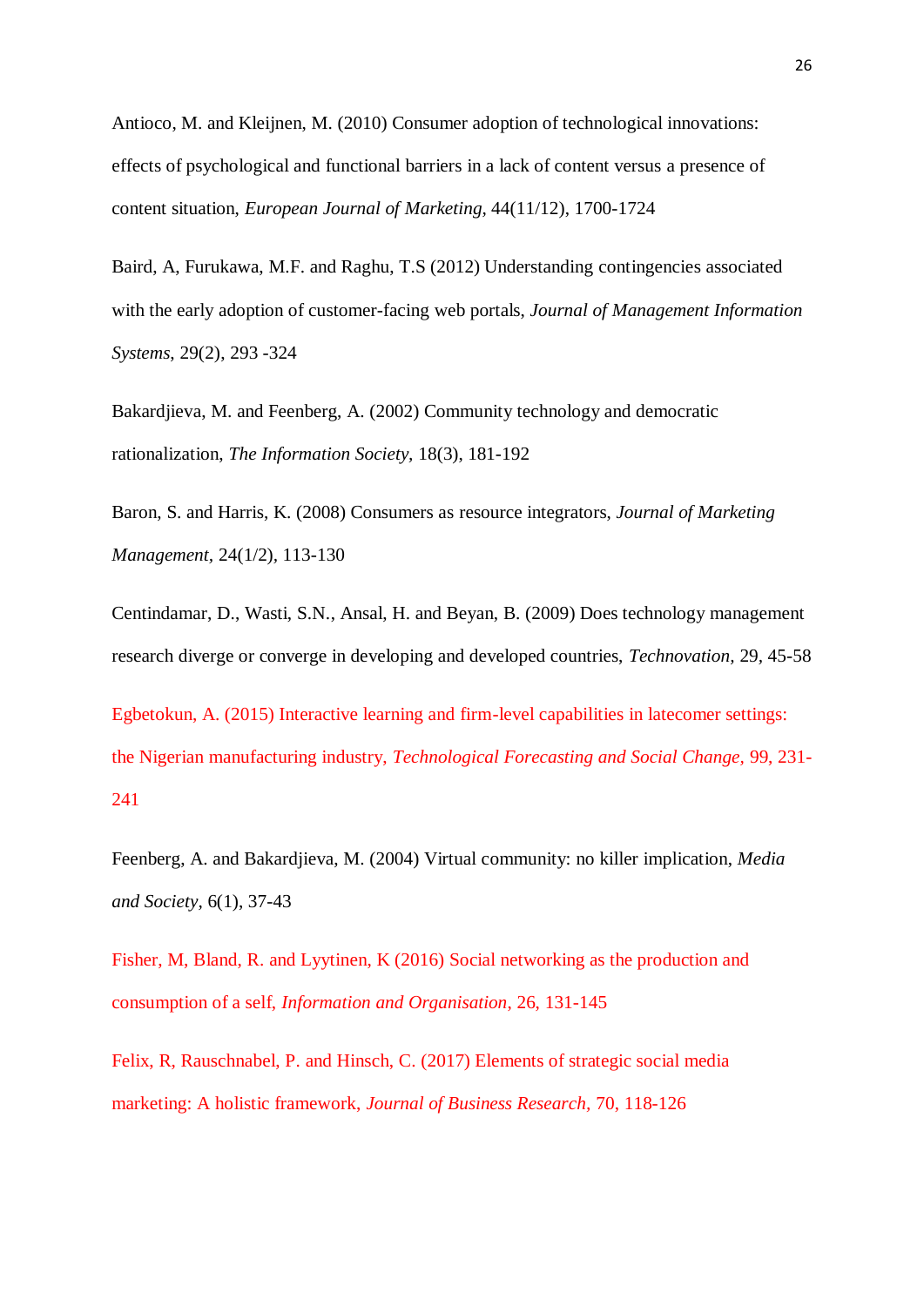Antioco, M. and Kleijnen, M. (2010) Consumer adoption of technological innovations: effects of psychological and functional barriers in a lack of content versus a presence of content situation, *European Journal of Marketing*, 44(11/12), 1700-1724

Baird, A, Furukawa, M.F. and Raghu, T.S (2012) Understanding contingencies associated with the early adoption of customer-facing web portals, *Journal of Management Information Systems*, 29(2), 293 -324

Bakardjieva, M. and Feenberg, A. (2002) Community technology and democratic rationalization, *The Information Society*, 18(3), 181-192

Baron, S. and Harris, K. (2008) Consumers as resource integrators, *Journal of Marketing Management*, 24(1/2), 113-130

Centindamar, D., Wasti, S.N., Ansal, H. and Beyan, B. (2009) Does technology management research diverge or converge in developing and developed countries, *Technovation*, 29, 45-58

Egbetokun, A. (2015) Interactive learning and firm-level capabilities in latecomer settings: the Nigerian manufacturing industry, *Technological Forecasting and Social Change*, 99, 231-241

Feenberg, A. and Bakardjieva, M. (2004) Virtual community: no killer implication, *Media and Society*, 6(1), 37-43

Fisher, M, Bland, R. and Lyytinen, K (2016) Social networking as the production and consumption of a self, *Information and Organisation*, 26, 131-145

Felix, R, Rauschnabel, P. and Hinsch, C. (2017) Elements of strategic social media marketing: A holistic framework, *Journal of Business Research*, 70, 118-126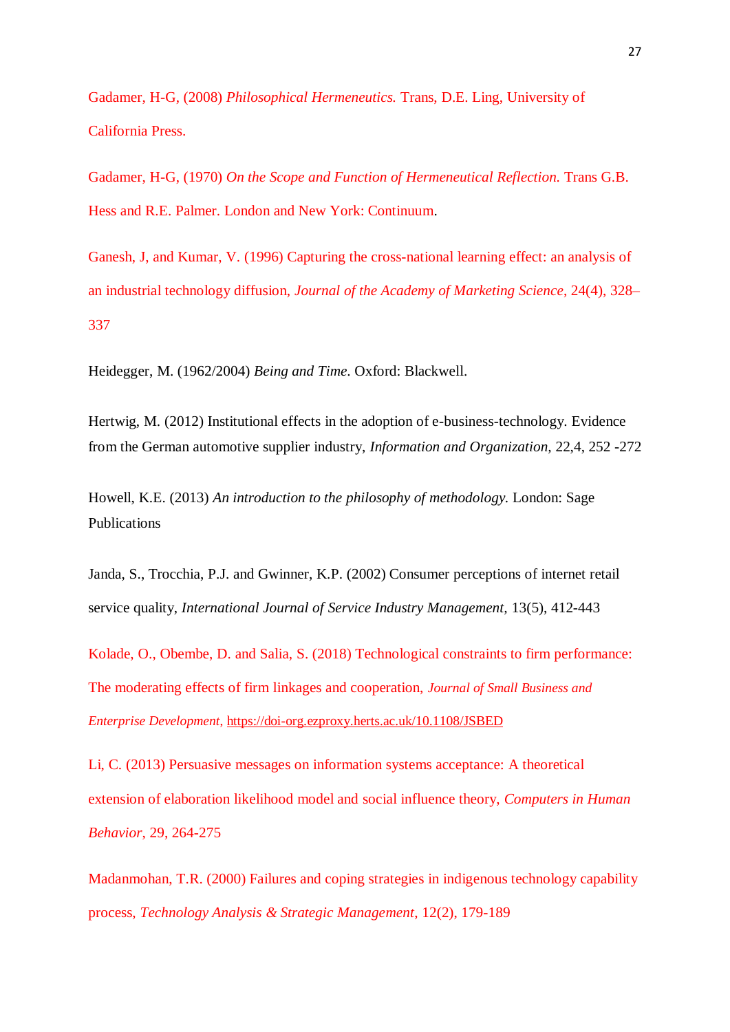Gadamer, H-G, (2008) *Philosophical Hermeneutics.* Trans, D.E. Ling, University of California Press.

Gadamer, H-G, (1970) *On the Scope and Function of Hermeneutical Reflection.* Trans G.B. Hess and R.E. Palmer. London and New York: Continuum.

Ganesh, J, and Kumar, V. (1996) Capturing the cross-national learning effect: an analysis of an industrial technology diffusion, *Journal of the Academy of Marketing Science*, 24(4), 328–337

Heidegger, M. (1962/2004) *Being and Time*. Oxford: Blackwell.

Hertwig, M. (2012) Institutional effects in the adoption of e-business-technology. Evidence from the German automotive supplier industry, *Information and Organization*, 22,4, 252 -272

Howell, K.E. (2013) *An introduction to the philosophy of methodology.* London: Sage Publications

Janda, S., Trocchia, P.J. and Gwinner, K.P. (2002) Consumer perceptions of internet retail service quality, *International Journal of Service Industry Management*, 13(5), 412-443

Kolade, O., Obembe, D. and Salia, S. (2018) Technological constraints to firm performance: The moderating effects of firm linkages and cooperation, *Journal of Small Business and Enterprise Development*, https://doi-org.ezproxy.herts.ac.uk/10.1108/JSBED

Li, C. (2013) Persuasive messages on information systems acceptance: A theoretical extension of elaboration likelihood model and social influence theory, *Computers in Human Behavior*, 29, 264-275

Madanmohan, T.R. (2000) Failures and coping strategies in indigenous technology capability process, *Technology Analysis & Strategic Management*, 12(2), 179-189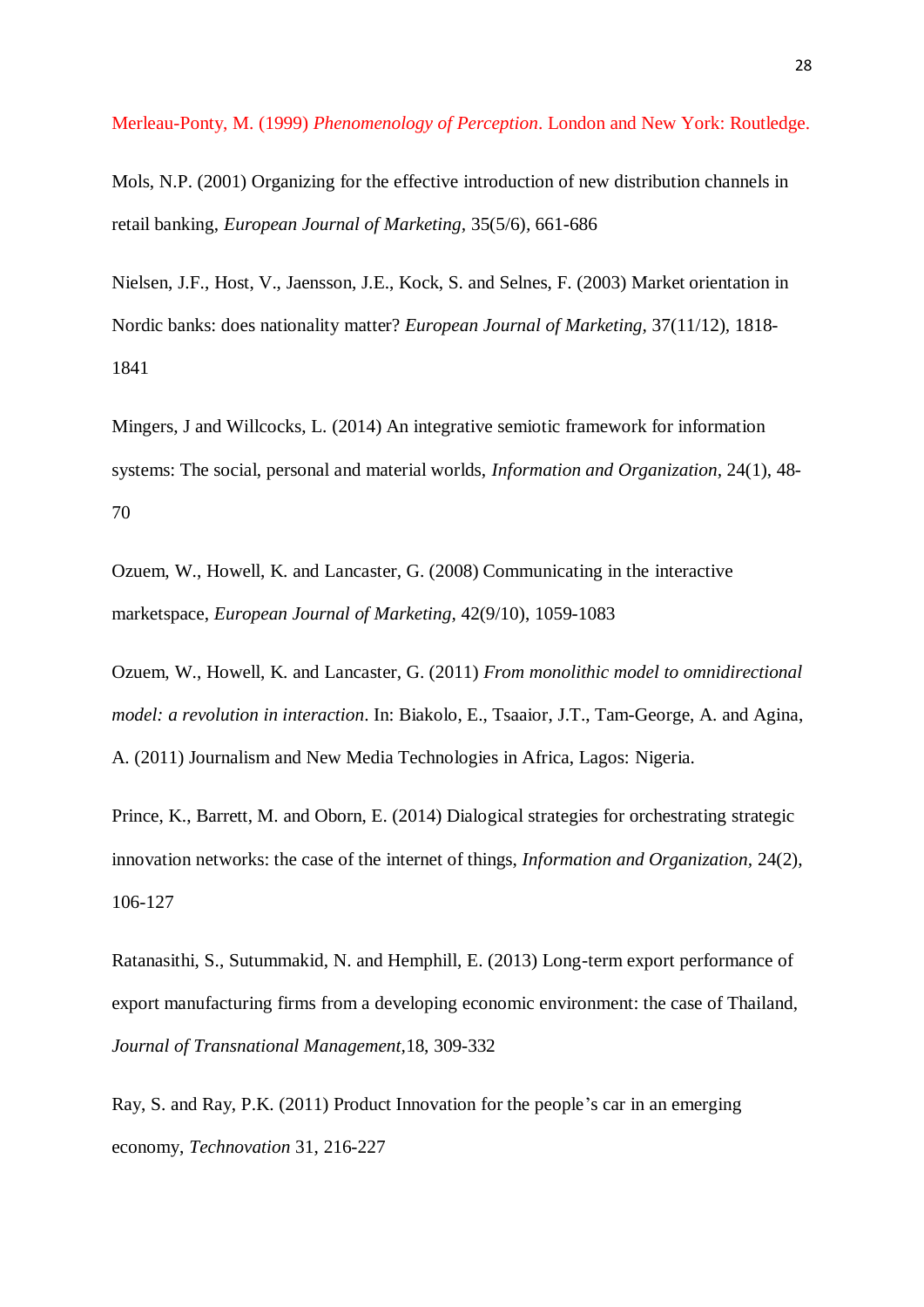Merleau-Ponty, M. (1999) *Phenomenology of Perception*. London and New York: Routledge.

Mols, N.P. (2001) Organizing for the effective introduction of new distribution channels in retail banking, *European Journal of Marketing*, 35(5/6), 661-686

Nielsen, J.F., Host, V., Jaensson, J.E., Kock, S. and Selnes, F. (2003) Market orientation in Nordic banks: does nationality matter? *European Journal of Marketing*, 37(11/12), 1818-1841

Mingers, J and Willcocks, L. (2014) An integrative semiotic framework for information systems: The social, personal and material worlds, *Information and Organization*, 24(1), 48-70

Ozuem, W., Howell, K. and Lancaster, G. (2008) Communicating in the interactive marketspace, *European Journal of Marketing*, 42(9/10), 1059-1083

Ozuem, W., Howell, K. and Lancaster, G. (2011) *From monolithic model to omnidirectional model: a revolution in interaction*. In: Biakolo, E., Tsaaior, J.T., Tam-George, A. and Agina, A. (2011) Journalism and New Media Technologies in Africa, Lagos: Nigeria.

Prince, K., Barrett, M. and Oborn, E. (2014) Dialogical strategies for orchestrating strategic innovation networks: the case of the internet of things, *Information and Organization*, 24(2), 106-127

Ratanasithi, S., Sutummakid, N. and Hemphill, E. (2013) Long-term export performance of export manufacturing firms from a developing economic environment: the case of Thailand, *Journal of Transnational Management*,18, 309-332

Ray, S. and Ray, P.K. (2011) Product Innovation for the people's car in an emerging economy, *Technovation* 31, 216-227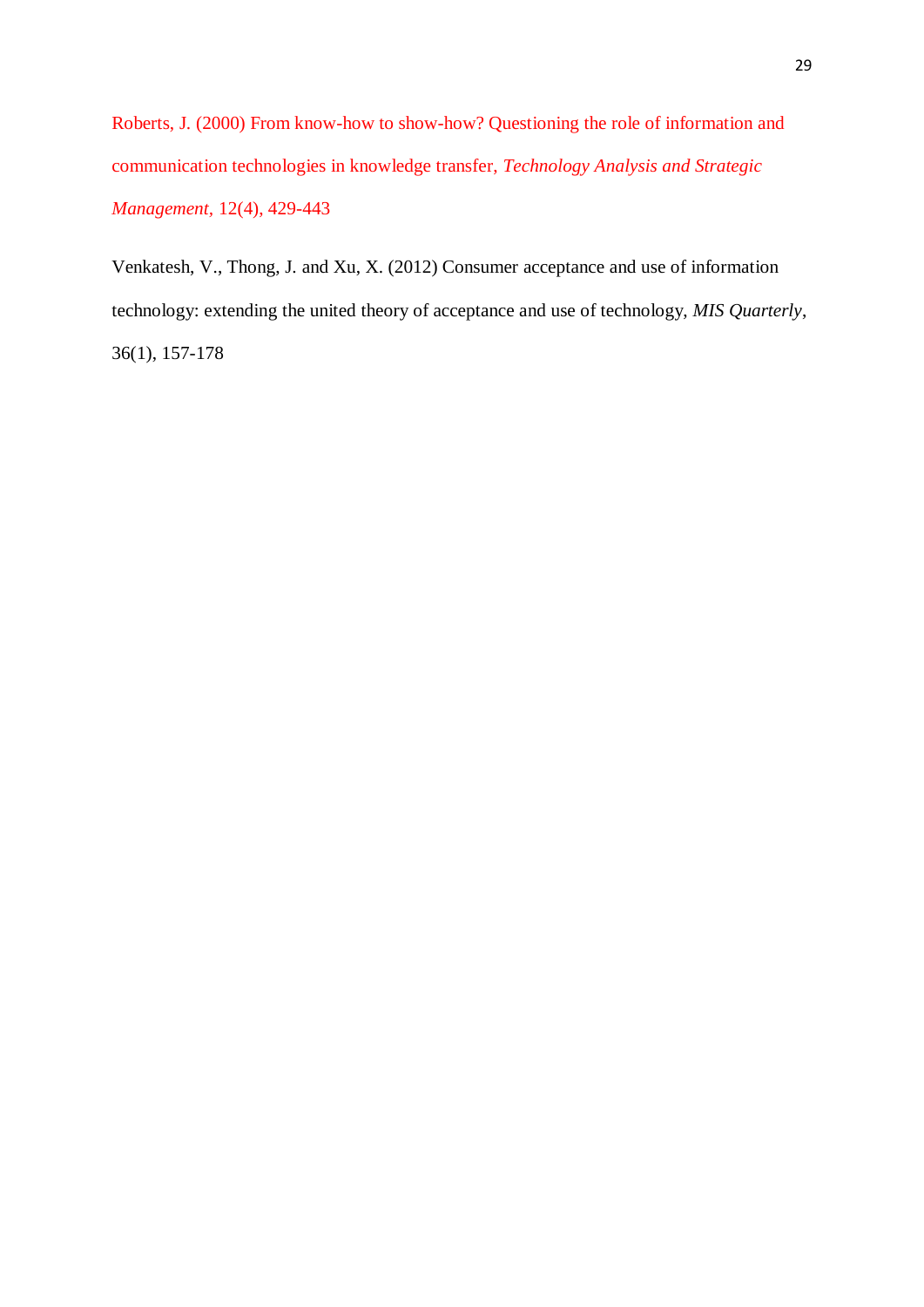Roberts, J. (2000) From know-how to show-how? Questioning the role of information and communication technologies in knowledge transfer, *Technology Analysis and Strategic Management*, 12(4), 429-443

Venkatesh, V., Thong, J. and Xu, X. (2012) Consumer acceptance and use of information technology: extending the united theory of acceptance and use of technology, *MIS Quarterly*, 36(1), 157-178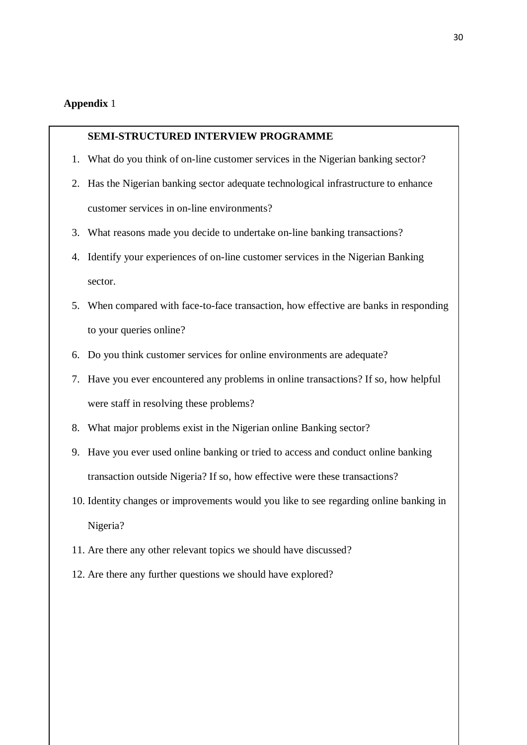**Appendix** 1

**SEMI-STRUCTURED INTERVIEW PROGRAMME**

1. What do you think of on-line customer services in the Nigerian banking sector?
2. Has the Nigerian banking sector adequate technological infrastructure to enhance customer services in on-line environments?
3. What reasons made you decide to undertake on-line banking transactions?
4. Identify your experiences of on-line customer services in the Nigerian Banking sector.
5. When compared with face-to-face transaction, how effective are banks in responding to your queries online?
6. Do you think customer services for online environments are adequate?
7. Have you ever encountered any problems in online transactions? If so, how helpful were staff in resolving these problems?
8. What major problems exist in the Nigerian online Banking sector?
9. Have you ever used online banking or tried to access and conduct online banking transaction outside Nigeria? If so, how effective were these transactions?
10. Identity changes or improvements would you like to see regarding online banking in Nigeria?
11. Are there any other relevant topics we should have discussed?
12. Are there any further questions we should have explored?